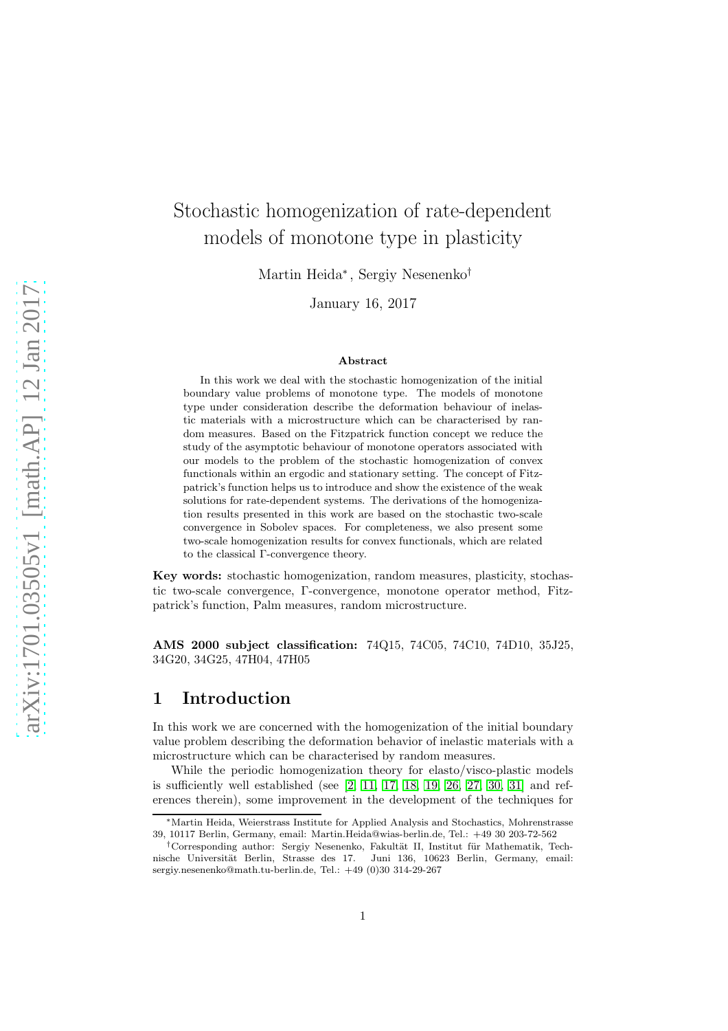# Stochastic homogenization of rate-dependent models of monotone type in plasticity

Martin Heida*, Sergiy Nesenko†

January 16, 2017

### Abstract

In this work we deal with the stochastic homogenization of the initial boundary value problems of monotone type. The models of monotone type under consideration describe the deformation behaviour of inelastic materials with a microstructure which can be characterised by random measures. Based on the Fitzpatrick function concept we reduce the study of the asymptotic behaviour of monotone operators associated with our models to the problem of the stochastic homogenization of convex functionals within an ergodic and stationary setting. The concept of Fitzpatrick's function helps us to introduce and show the existence of the weak solutions for rate-dependent systems. The derivations of the homogenization results presented in this work are based on the stochastic two-scale convergence in Sobolev spaces. For completeness, we also present some two-scale homogenization results for convex functionals, which are related to the classical Γ-convergence theory.

**Key words:** stochastic homogenization, random measures, plasticity, stochastic two-scale convergence, Γ-convergence, monotone operator method, Fitzpatrick's function, Palm measures, random microstructure.

**AMS 2000 subject classification:** 74Q15, 74C05, 74C10, 74D10, 35J25, 34G20, 34G25, 47H04, 47H05

## 1 Introduction

In this work we are concerned with the homogenization of the initial boundary value problem describing the deformation behavior of inelastic materials with a microstructure which can be characterised by random measures.

While the periodic homogenization theory for elasto/visco-plastic models is sufficiently well established (see [2, 11, 17, 18, 19, 26, 27, 30, 31] and references therein), some improvement in the development of the techniques for

---

*Martin Heida, Weierstrass Institute for Applied Analysis and Stochastics, Mohrenstrasse 39, 10117 Berlin, Germany, email: Martin.Heida@wias-berlin.de, Tel.: +49 30 203-72-562

†Corresponding author: Sergiy Nesenenko, Fakultät II, Institut für Mathematik, Technische Universität Berlin, Strasse des 17. Juni 136, 10623 Berlin, Germany, email: sergiy.nesenenko@math.tu-berlin.de, Tel.: +49 (0)30 314-29-267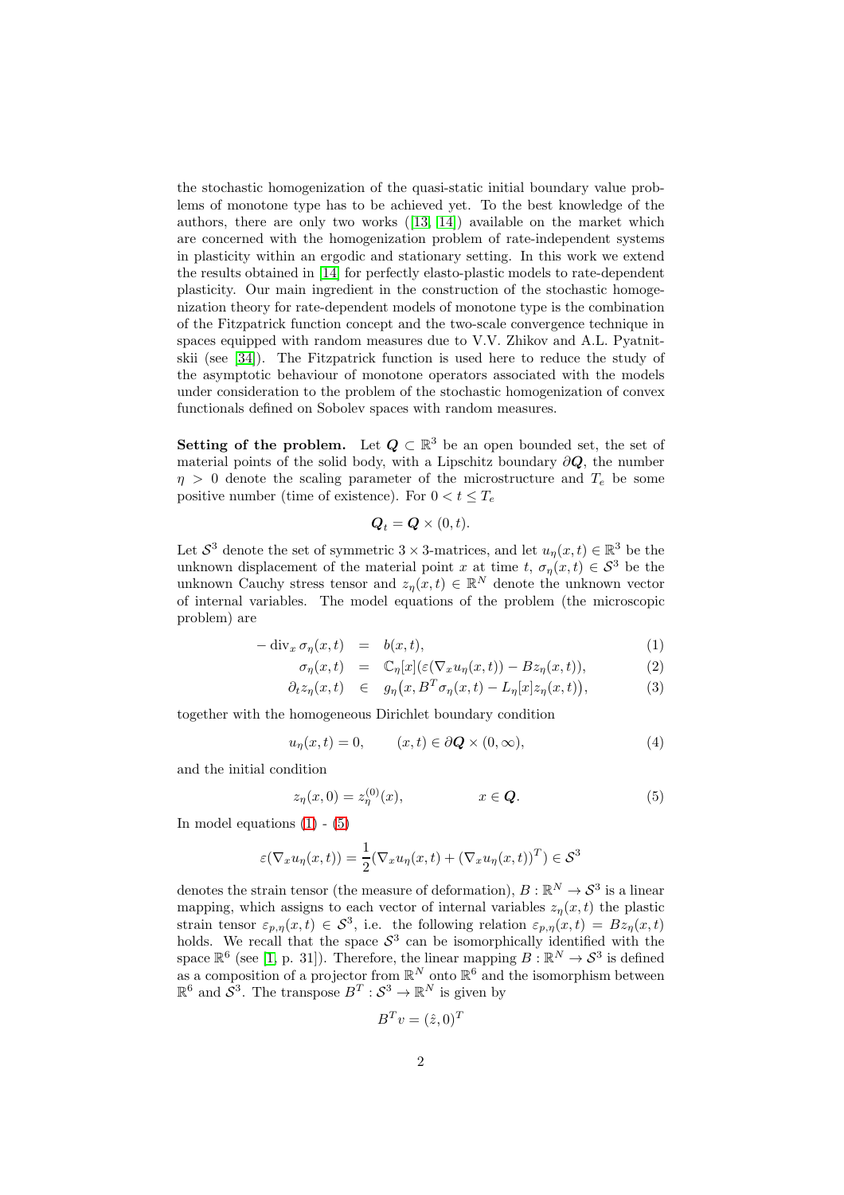the stochastic homogenization of the quasi-static initial boundary value problems of monotone type has to be achieved yet. To the best knowledge of the authors, there are only two works ([13, 14]) available on the market which are concerned with the homogenization problem of rate-independent systems in plasticity within an ergodic and stationary setting. In this work we extend the results obtained in [14] for perfectly elasto-plastic models to rate-dependent plasticity. Our main ingredient in the construction of the stochastic homogenization theory for rate-dependent models of monotone type is the combination of the Fitzpatrick function concept and the two-scale convergence technique in spaces equipped with random measures due to V.V. Zhikov and A.L. Pyatnitskii (see [34]). The Fitzpatrick function is used here to reduce the study of the asymptotic behaviour of monotone operators associated with the models under consideration to the problem of the stochastic homogenization of convex functionals defined on Sobolev spaces with random measures.

**Setting of the problem.** Let $\boldsymbol{Q} \subset \mathbb{R}^3$ be an open bounded set, the set of material points of the solid body, with a Lipschitz boundary $\partial\boldsymbol{Q}$, the number $\eta > 0$ denote the scaling parameter of the microstructure and $T_e$ be some positive number (time of existence). For $0 < t \leq T_e$

$$\boldsymbol{Q}_t = \boldsymbol{Q} \times (0, t).$$

Let $\mathcal{S}^3$ denote the set of symmetric $3 \times 3$-matrices, and let $u_\eta(x,t) \in \mathbb{R}^3$ be the unknown displacement of the material point $x$ at time $t$, $\sigma_\eta(x,t) \in \mathcal{S}^3$ be the unknown Cauchy stress tensor and $z_\eta(x,t) \in \mathbb{R}^N$ denote the unknown vector of internal variables. The model equations of the problem (the microscopic problem) are

$$-\operatorname{div}_x \sigma_\eta(x,t) = b(x,t), \tag{1}$$

$$\sigma_\eta(x,t) = \mathbb{C}_\eta[x](\varepsilon(\nabla_x u_\eta(x,t)) - Bz_\eta(x,t)), \tag{2}$$

$$\partial_t z_\eta(x,t) \in g_\eta\big(x, B^T\sigma_\eta(x,t) - L_\eta[x]z_\eta(x,t)\big), \tag{3}$$

together with the homogeneous Dirichlet boundary condition

$$u_\eta(x,t) = 0, \qquad (x,t) \in \partial\boldsymbol{Q} \times (0,\infty), \tag{4}$$

and the initial condition

$$z_\eta(x,0) = z_\eta^{(0)}(x), \qquad x \in \boldsymbol{Q}. \tag{5}$$

In model equations (1) - (5)

$$\varepsilon(\nabla_x u_\eta(x,t)) = \frac{1}{2}(\nabla_x u_\eta(x,t) + (\nabla_x u_\eta(x,t))^T) \in \mathcal{S}^3$$

denotes the strain tensor (the measure of deformation), $B : \mathbb{R}^N \to \mathcal{S}^3$ is a linear mapping, which assigns to each vector of internal variables $z_\eta(x,t)$ the plastic strain tensor $\varepsilon_{p,\eta}(x,t) \in \mathcal{S}^3$, i.e. the following relation $\varepsilon_{p,\eta}(x,t) = Bz_\eta(x,t)$ holds. We recall that the space $\mathcal{S}^3$ can be isomorphically identified with the space $\mathbb{R}^6$ (see [1, p. 31]). Therefore, the linear mapping $B : \mathbb{R}^N \to \mathcal{S}^3$ is defined as a composition of a projector from $\mathbb{R}^N$ onto $\mathbb{R}^6$ and the isomorphism between $\mathbb{R}^6$ and $\mathcal{S}^3$. The transpose $B^T : \mathcal{S}^3 \to \mathbb{R}^N$ is given by

$$B^T v = (\hat{z}, 0)^T$$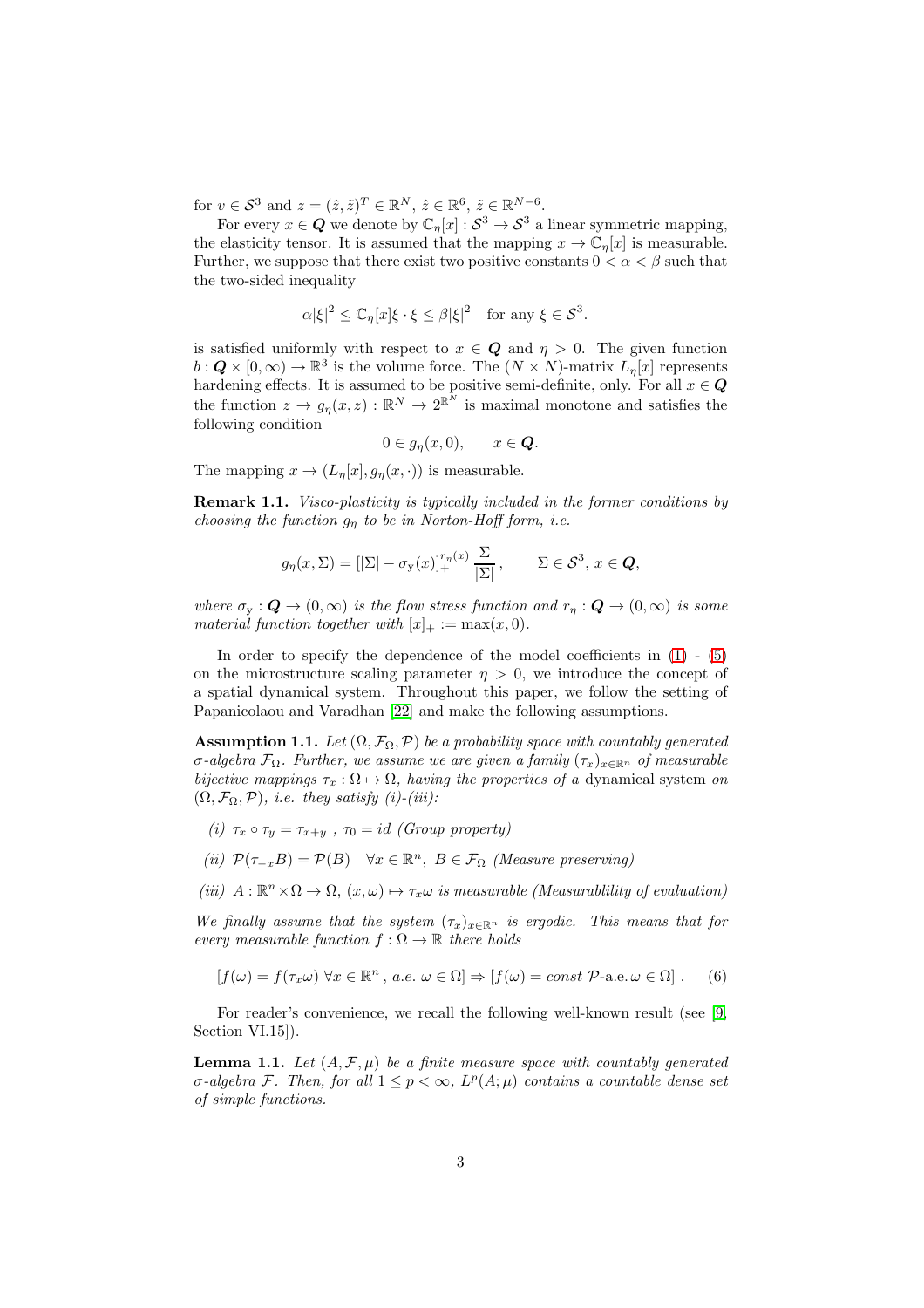for $v \in \mathcal{S}^3$ and $z = (\hat{z}, \tilde{z})^T \in \mathbb{R}^N$, $\hat{z} \in \mathbb{R}^6$, $\tilde{z} \in \mathbb{R}^{N-6}$.

For every $x \in \boldsymbol{Q}$ we denote by $\mathbb{C}_\eta[x] : \mathcal{S}^3 \to \mathcal{S}^3$ a linear symmetric mapping, the elasticity tensor. It is assumed that the mapping $x \to \mathbb{C}_\eta[x]$ is measurable. Further, we suppose that there exist two positive constants $0 < \alpha < \beta$ such that the two-sided inequality

$$\alpha|\xi|^2 \leq \mathbb{C}_\eta[x]\xi \cdot \xi \leq \beta|\xi|^2 \quad \text{for any } \xi \in \mathcal{S}^3.$$

is satisfied uniformly with respect to $x \in \boldsymbol{Q}$ and $\eta > 0$. The given function $b : \boldsymbol{Q} \times [0, \infty) \to \mathbb{R}^3$ is the volume force. The $(N \times N)$-matrix $L_\eta[x]$ represents hardening effects. It is assumed to be positive semi-definite, only. For all $x \in \boldsymbol{Q}$ the function $z \to g_\eta(x, z) : \mathbb{R}^N \to 2^{\mathbb{R}^N}$ is maximal monotone and satisfies the following condition

$$0 \in g_\eta(x, 0), \qquad x \in \boldsymbol{Q}.$$

The mapping $x \to (L_\eta[x], g_\eta(x, \cdot))$ is measurable.

**Remark 1.1.** *Visco-plasticity is typically included in the former conditions by choosing the function $g_\eta$ to be in Norton-Hoff form, i.e.*

$$g_\eta(x, \Sigma) = [|\Sigma| - \sigma_{\mathrm{y}}(x)]_+^{r_\eta(x)} \frac{\Sigma}{|\Sigma|}, \qquad \Sigma \in \mathcal{S}^3,\, x \in \boldsymbol{Q},$$

*where $\sigma_{\mathrm{y}} : \boldsymbol{Q} \to (0, \infty)$ is the flow stress function and $r_\eta : \boldsymbol{Q} \to (0, \infty)$ is some material function together with $[x]_+ := \max(x, 0)$.*

In order to specify the dependence of the model coefficients in (1) - (5) on the microstructure scaling parameter $\eta > 0$, we introduce the concept of a spatial dynamical system. Throughout this paper, we follow the setting of Papanicolaou and Varadhan [22] and make the following assumptions.

**Assumption 1.1.** *Let $(\Omega, \mathcal{F}_\Omega, \mathcal{P})$ be a probability space with countably generated $\sigma$-algebra $\mathcal{F}_\Omega$. Further, we assume we are given a family $(\tau_x)_{x \in \mathbb{R}^n}$ of measurable bijective mappings $\tau_x : \Omega \mapsto \Omega$, having the properties of a* dynamical system *on $(\Omega, \mathcal{F}_\Omega, \mathcal{P})$, i.e. they satisfy (i)-(iii):*

*(i) $\tau_x \circ \tau_y = \tau_{x+y}$ , $\tau_0 = id$ (Group property)*

*(ii) $\mathcal{P}(\tau_{-x}B) = \mathcal{P}(B) \quad \forall x \in \mathbb{R}^n,\ B \in \mathcal{F}_\Omega$ (Measure preserving)*

*(iii) $A : \mathbb{R}^n \times \Omega \to \Omega$, $(x, \omega) \mapsto \tau_x\omega$ is measurable (Measurablility of evaluation)*

*We finally assume that the system $(\tau_x)_{x \in \mathbb{R}^n}$ is ergodic. This means that for every measurable function $f : \Omega \to \mathbb{R}$ there holds*

$$[f(\omega) = f(\tau_x\omega)\ \forall x \in \mathbb{R}^n,\ a.e.\ \omega \in \Omega] \Rightarrow [f(\omega) = const\ \mathcal{P}\text{-a.e.}\ \omega \in \Omega]\,. \tag{6}$$

For reader's convenience, we recall the following well-known result (see [9, Section VI.15]).

**Lemma 1.1.** *Let $(A, \mathcal{F}, \mu)$ be a finite measure space with countably generated $\sigma$-algebra $\mathcal{F}$. Then, for all $1 \leq p < \infty$, $L^p(A; \mu)$ contains a countable dense set of simple functions.*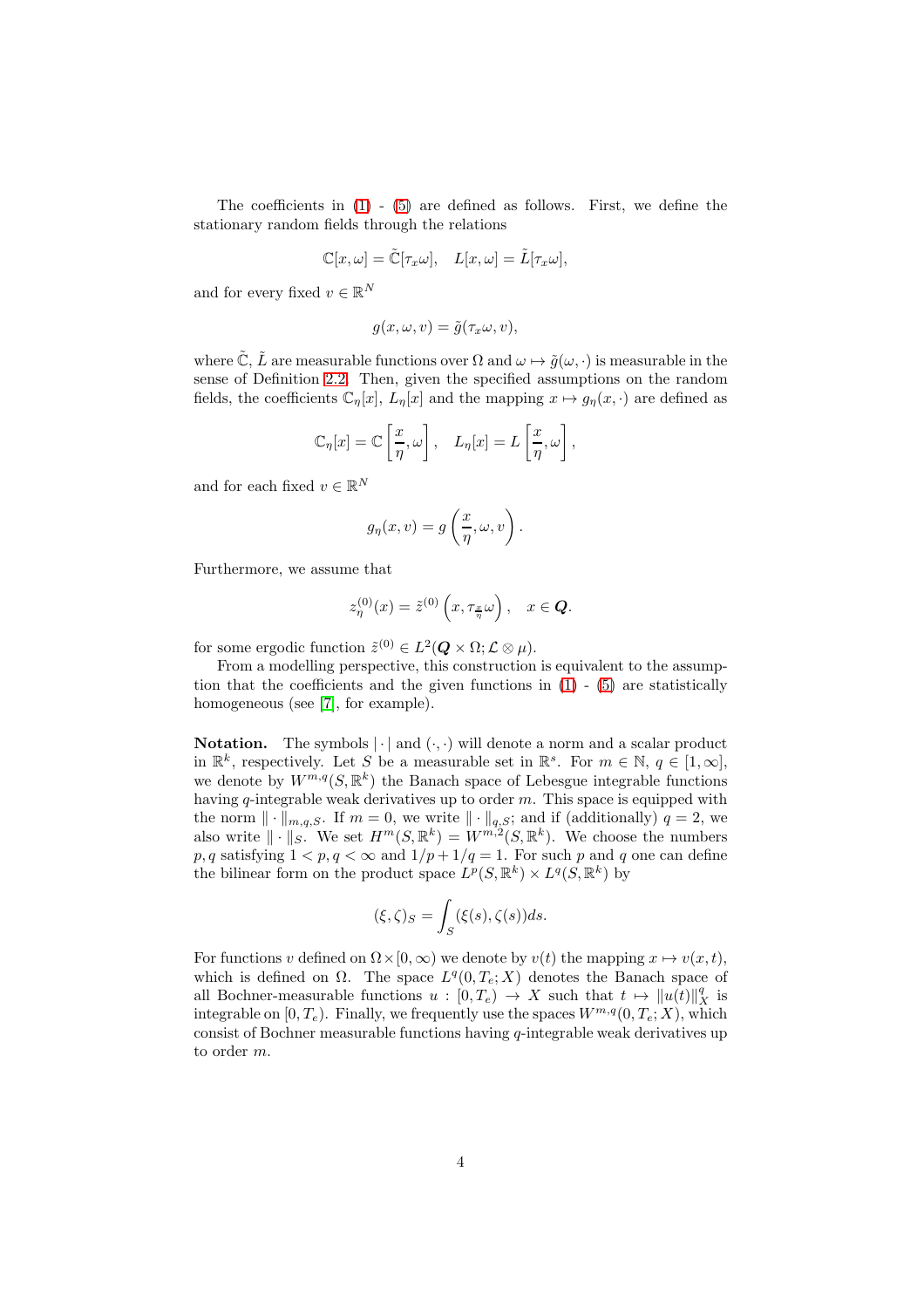The coefficients in (1) - (5) are defined as follows. First, we define the stationary random fields through the relations

$$\mathbb{C}[x,\omega] = \tilde{\mathbb{C}}[\tau_x \omega], \quad L[x,\omega] = \tilde{L}[\tau_x \omega],$$

and for every fixed $v \in \mathbb{R}^N$

$$g(x,\omega,v) = \tilde{g}(\tau_x \omega, v),$$

where $\tilde{\mathbb{C}}$, $\tilde{L}$ are measurable functions over $\Omega$ and $\omega \mapsto \tilde{g}(\omega,\cdot)$ is measurable in the sense of Definition 2.2. Then, given the specified assumptions on the random fields, the coefficients $\mathbb{C}_\eta[x]$, $L_\eta[x]$ and the mapping $x \mapsto g_\eta(x,\cdot)$ are defined as

$$\mathbb{C}_\eta[x] = \mathbb{C}\left[\frac{x}{\eta},\omega\right], \quad L_\eta[x] = L\left[\frac{x}{\eta},\omega\right],$$

and for each fixed $v \in \mathbb{R}^N$

$$g_\eta(x,v) = g\left(\frac{x}{\eta},\omega,v\right).$$

Furthermore, we assume that

$$z_\eta^{(0)}(x) = \tilde{z}^{(0)}\left(x, \tau_{\frac{x}{\eta}}\omega\right), \quad x \in \boldsymbol{Q}.$$

for some ergodic function $\tilde{z}^{(0)} \in L^2(\boldsymbol{Q} \times \Omega; \mathcal{L} \otimes \mu)$.

From a modelling perspective, this construction is equivalent to the assumption that the coefficients and the given functions in (1) - (5) are statistically homogeneous (see [7], for example).

**Notation.** The symbols $|\cdot|$ and $(\cdot,\cdot)$ will denote a norm and a scalar product in $\mathbb{R}^k$, respectively. Let $S$ be a measurable set in $\mathbb{R}^s$. For $m \in \mathbb{N}$, $q \in [1,\infty]$, we denote by $W^{m,q}(S,\mathbb{R}^k)$ the Banach space of Lebesgue integrable functions having $q$-integrable weak derivatives up to order $m$. This space is equipped with the norm $\|\cdot\|_{m,q,S}$. If $m=0$, we write $\|\cdot\|_{q,S}$; and if (additionally) $q=2$, we also write $\|\cdot\|_S$. We set $H^m(S,\mathbb{R}^k) = W^{m,2}(S,\mathbb{R}^k)$. We choose the numbers $p,q$ satisfying $1 < p,q < \infty$ and $1/p + 1/q = 1$. For such $p$ and $q$ one can define the bilinear form on the product space $L^p(S,\mathbb{R}^k) \times L^q(S,\mathbb{R}^k)$ by

$$(\xi,\zeta)_S = \int_S (\xi(s),\zeta(s))ds.$$

For functions $v$ defined on $\Omega \times [0,\infty)$ we denote by $v(t)$ the mapping $x \mapsto v(x,t)$, which is defined on $\Omega$. The space $L^q(0,T_e;X)$ denotes the Banach space of all Bochner-measurable functions $u : [0,T_e) \to X$ such that $t \mapsto \|u(t)\|_X^q$ is integrable on $[0,T_e)$. Finally, we frequently use the spaces $W^{m,q}(0,T_e;X)$, which consist of Bochner measurable functions having $q$-integrable weak derivatives up to order $m$.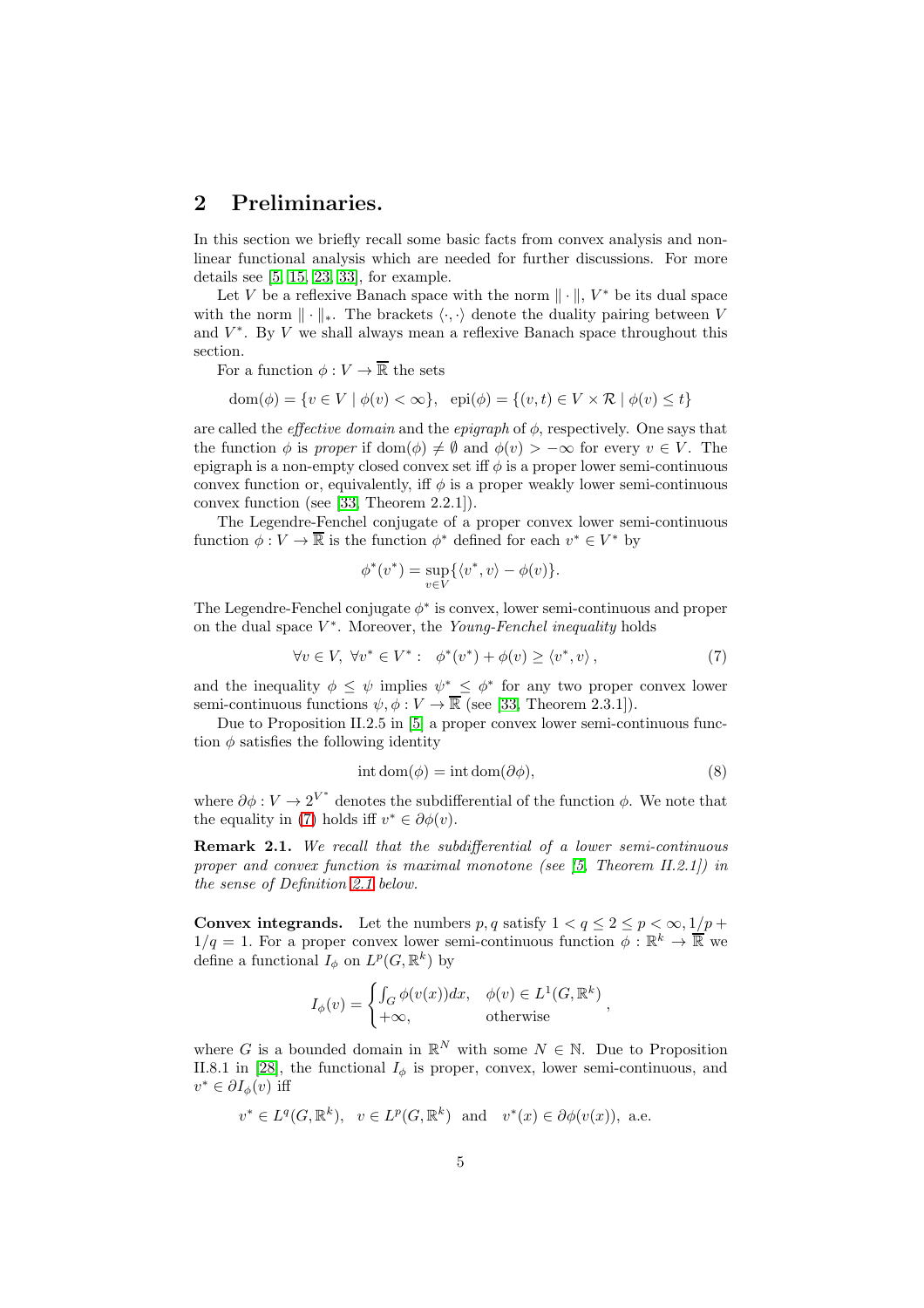## 2 Preliminaries.

In this section we briefly recall some basic facts from convex analysis and nonlinear functional analysis which are needed for further discussions. For more details see [5, 15, 23, 33], for example.

Let $V$ be a reflexive Banach space with the norm $\|\cdot\|$, $V^*$ be its dual space with the norm $\|\cdot\|_*$. The brackets $\langle\cdot,\cdot\rangle$ denote the duality pairing between $V$ and $V^*$. By $V$ we shall always mean a reflexive Banach space throughout this section.

For a function $\phi : V \to \overline{\mathbb{R}}$ the sets

$$\mathrm{dom}(\phi) = \{v \in V \mid \phi(v) < \infty\}, \quad \mathrm{epi}(\phi) = \{(v,t) \in V \times \mathcal{R} \mid \phi(v) \le t\}$$

are called the *effective domain* and the *epigraph* of $\phi$, respectively. One says that the function $\phi$ is *proper* if $\mathrm{dom}(\phi) \neq \emptyset$ and $\phi(v) > -\infty$ for every $v \in V$. The epigraph is a non-empty closed convex set iff $\phi$ is a proper lower semi-continuous convex function or, equivalently, iff $\phi$ is a proper weakly lower semi-continuous convex function (see [33, Theorem 2.2.1]).

The Legendre-Fenchel conjugate of a proper convex lower semi-continuous function $\phi : V \to \overline{\mathbb{R}}$ is the function $\phi^*$ defined for each $v^* \in V^*$ by

$$\phi^*(v^*) = \sup_{v \in V}\{\langle v^*, v\rangle - \phi(v)\}.$$

The Legendre-Fenchel conjugate $\phi^*$ is convex, lower semi-continuous and proper on the dual space $V^*$. Moreover, the *Young-Fenchel inequality* holds

$$\forall v \in V,\ \forall v^* \in V^* : \quad \phi^*(v^*) + \phi(v) \ge \langle v^*, v\rangle\,, \tag{7}$$

and the inequality $\phi \le \psi$ implies $\psi^* \le \phi^*$ for any two proper convex lower semi-continuous functions $\psi, \phi : V \to \overline{\mathbb{R}}$ (see [33, Theorem 2.3.1]).

Due to Proposition II.2.5 in [5] a proper convex lower semi-continuous function $\phi$ satisfies the following identity

$$\mathrm{int}\,\mathrm{dom}(\phi) = \mathrm{int}\,\mathrm{dom}(\partial\phi), \tag{8}$$

where $\partial\phi : V \to 2^{V^*}$ denotes the subdifferential of the function $\phi$. We note that the equality in (7) holds iff $v^* \in \partial\phi(v)$.

**Remark 2.1.** *We recall that the subdifferential of a lower semi-continuous proper and convex function is maximal monotone (see [5, Theorem II.2.1]) in the sense of Definition 2.1 below.*

**Convex integrands.** Let the numbers $p, q$ satisfy $1 < q \le 2 \le p < \infty, 1/p + 1/q = 1$. For a proper convex lower semi-continuous function $\phi : \mathbb{R}^k \to \overline{\mathbb{R}}$ we define a functional $I_\phi$ on $L^p(G, \mathbb{R}^k)$ by

$$I_\phi(v) = \begin{cases} \int_G \phi(v(x))dx, & \phi(v) \in L^1(G, \mathbb{R}^k) \\ +\infty, & \text{otherwise} \end{cases},$$

where $G$ is a bounded domain in $\mathbb{R}^N$ with some $N \in \mathbb{N}$. Due to Proposition II.8.1 in [28], the functional $I_\phi$ is proper, convex, lower semi-continuous, and $v^* \in \partial I_\phi(v)$ iff

$$v^* \in L^q(G, \mathbb{R}^k), \quad v \in L^p(G, \mathbb{R}^k) \ \text{ and } \ v^*(x) \in \partial\phi(v(x)), \text{ a.e.}$$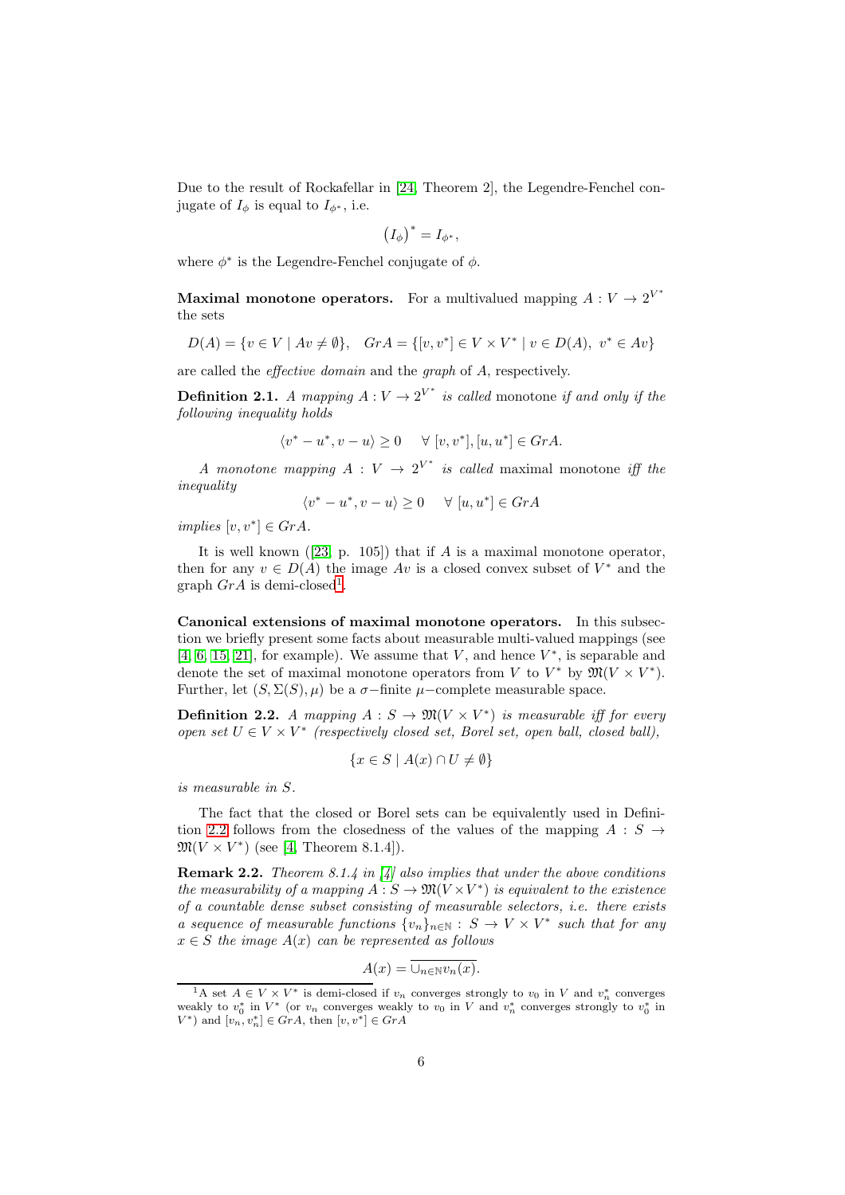Due to the result of Rockafellar in [24, Theorem 2], the Legendre-Fenchel conjugate of $I_\phi$ is equal to $I_{\phi^*}$, i.e.

$$\left(I_\phi\right)^* = I_{\phi^*},$$

where $\phi^*$ is the Legendre-Fenchel conjugate of $\phi$.

**Maximal monotone operators.** For a multivalued mapping $A : V \to 2^{V^*}$ the sets

$$D(A) = \{v \in V \mid Av \neq \emptyset\}, \quad GrA = \{[v, v^*] \in V \times V^* \mid v \in D(A),\ v^* \in Av\}$$

are called the *effective domain* and the *graph* of $A$, respectively.

**Definition 2.1.** *A mapping $A : V \to 2^{V^*}$ is called* monotone *if and only if the following inequality holds*

$$\langle v^* - u^*, v - u\rangle \geq 0 \quad \forall\ [v, v^*], [u, u^*] \in GrA.$$

*A monotone mapping $A : V \to 2^{V^*}$ is called* maximal monotone *iff the inequality*

$$\langle v^* - u^*, v - u\rangle \geq 0 \quad \forall\ [u, u^*] \in GrA$$

*implies $[v, v^*] \in GrA$.*

It is well known ([23, p. 105]) that if $A$ is a maximal monotone operator, then for any $v \in D(A)$ the image $Av$ is a closed convex subset of $V^*$ and the graph $GrA$ is demi-closed[1].

**Canonical extensions of maximal monotone operators.** In this subsection we briefly present some facts about measurable multi-valued mappings (see [4, 6, 15, 21], for example). We assume that $V$, and hence $V^*$, is separable and denote the set of maximal monotone operators from $V$ to $V^*$ by $\mathfrak{M}(V \times V^*)$. Further, let $(S, \Sigma(S), \mu)$ be a $\sigma-$finite $\mu-$complete measurable space.

**Definition 2.2.** *A mapping $A : S \to \mathfrak{M}(V \times V^*)$ is measurable iff for every open set $U \in V \times V^*$ (respectively closed set, Borel set, open ball, closed ball),*

$$\{x \in S \mid A(x) \cap U \neq \emptyset\}$$

*is measurable in $S$.*

The fact that the closed or Borel sets can be equivalently used in Definition 2.2 follows from the closedness of the values of the mapping $A : S \to \mathfrak{M}(V \times V^*)$ (see [4, Theorem 8.1.4]).

**Remark 2.2.** *Theorem 8.1.4 in [4] also implies that under the above conditions the measurability of a mapping $A : S \to \mathfrak{M}(V \times V^*)$ is equivalent to the existence of a countable dense subset consisting of measurable selectors, i.e. there exists a sequence of measurable functions $\{v_n\}_{n\in\mathbb{N}} : S \to V \times V^*$ such that for any $x \in S$ the image $A(x)$ can be represented as follows*

$$A(x) = \overline{\cup_{n\in\mathbb{N}} v_n(x)}.$$

[1] A set $A \in V \times V^*$ is demi-closed if $v_n$ converges strongly to $v_0$ in $V$ and $v_n^*$ converges weakly to $v_0^*$ in $V^*$ (or $v_n$ converges weakly to $v_0$ in $V$ and $v_n^*$ converges strongly to $v_0^*$ in $V^*$) and $[v_n, v_n^*] \in GrA$, then $[v, v^*] \in GrA$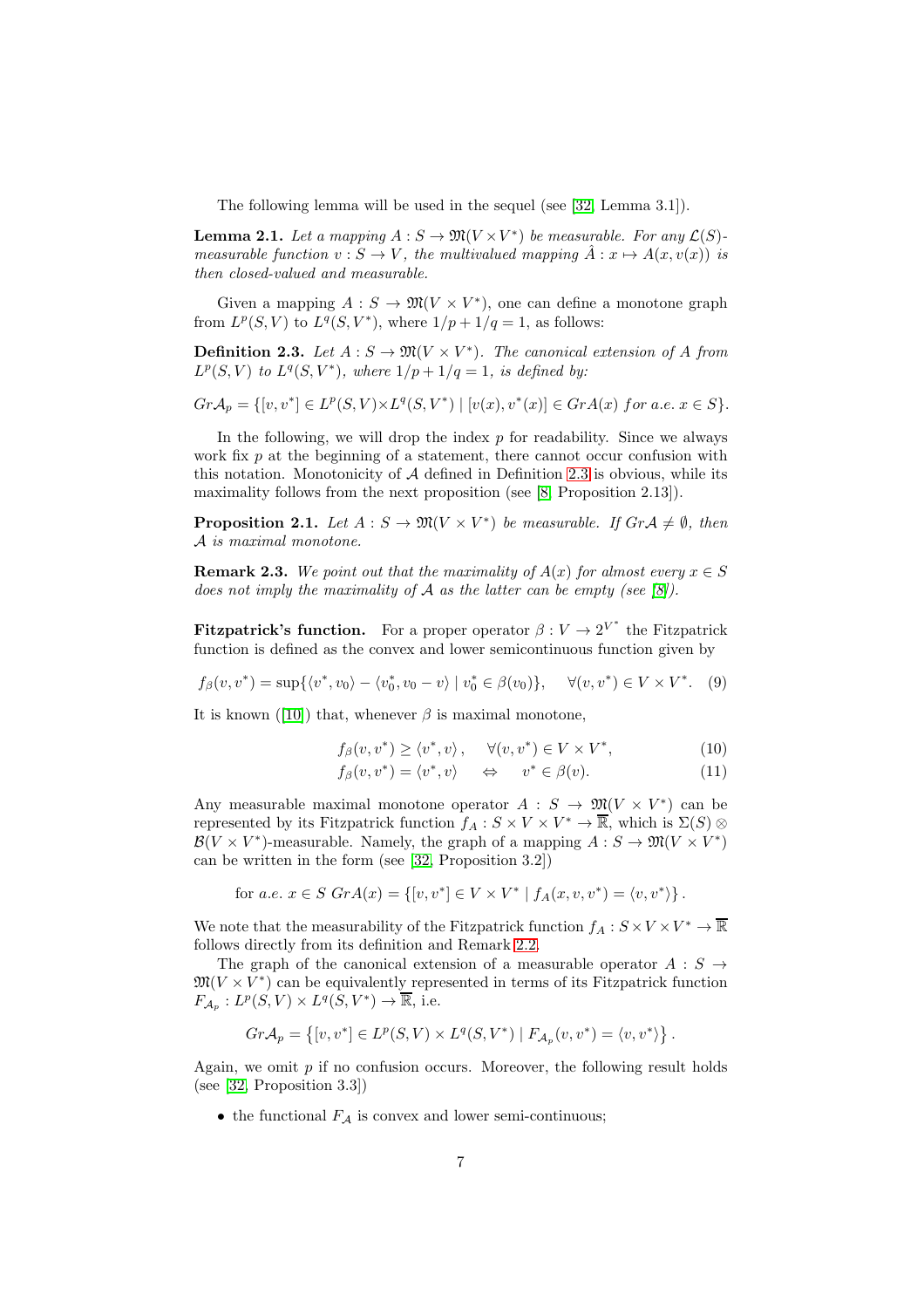The following lemma will be used in the sequel (see [32, Lemma 3.1]).

**Lemma 2.1.** *Let a mapping $A : S \to \mathfrak{M}(V \times V^*)$ be measurable. For any $\mathcal{L}(S)$-measurable function $v : S \to V$, the multivalued mapping $\hat{A} : x \mapsto A(x, v(x))$ is then closed-valued and measurable.*

Given a mapping $A : S \to \mathfrak{M}(V \times V^*)$, one can define a monotone graph from $L^p(S, V)$ to $L^q(S, V^*)$, where $1/p + 1/q = 1$, as follows:

**Definition 2.3.** *Let $A : S \to \mathfrak{M}(V \times V^*)$. The canonical extension of $A$ from $L^p(S, V)$ to $L^q(S, V^*)$, where $1/p + 1/q = 1$, is defined by:*

$$Gr\mathcal{A}_p = \{[v, v^*] \in L^p(S, V) \times L^q(S, V^*) \mid [v(x), v^*(x)] \in GrA(x) \text{ for a.e. } x \in S\}.$$

In the following, we will drop the index $p$ for readability. Since we always work fix $p$ at the beginning of a statement, there cannot occur confusion with this notation. Monotonicity of $\mathcal{A}$ defined in Definition 2.3 is obvious, while its maximality follows from the next proposition (see [8, Proposition 2.13]).

**Proposition 2.1.** *Let $A : S \to \mathfrak{M}(V \times V^*)$ be measurable. If $Gr\mathcal{A} \neq \emptyset$, then $\mathcal{A}$ is maximal monotone.*

**Remark 2.3.** *We point out that the maximality of $A(x)$ for almost every $x \in S$ does not imply the maximality of $\mathcal{A}$ as the latter can be empty (see [8]).*

**Fitzpatrick's function.** For a proper operator $\beta : V \to 2^{V^*}$ the Fitzpatrick function is defined as the convex and lower semicontinuous function given by

$$f_\beta(v, v^*) = \sup\{\langle v^*, v_0\rangle - \langle v_0^*, v_0 - v\rangle \mid v_0^* \in \beta(v_0)\}, \quad \forall (v, v^*) \in V \times V^*. \tag{9}$$

It is known ([10]) that, whenever $\beta$ is maximal monotone,

$$f_\beta(v, v^*) \geq \langle v^*, v\rangle, \quad \forall (v, v^*) \in V \times V^*, \tag{10}$$

$$f_\beta(v, v^*) = \langle v^*, v\rangle \quad \Leftrightarrow \quad v^* \in \beta(v). \tag{11}$$

Any measurable maximal monotone operator $A : S \to \mathfrak{M}(V \times V^*)$ can be represented by its Fitzpatrick function $f_A : S \times V \times V^* \to \overline{\mathbb{R}}$, which is $\Sigma(S) \otimes \mathcal{B}(V \times V^*)$-measurable. Namely, the graph of a mapping $A : S \to \mathfrak{M}(V \times V^*)$ can be written in the form (see [32, Proposition 3.2])

$$\text{for } a.e.\ x \in S\ GrA(x) = \{[v, v^*] \in V \times V^* \mid f_A(x, v, v^*) = \langle v, v^*\rangle\}.$$

We note that the measurability of the Fitzpatrick function $f_A : S \times V \times V^* \to \overline{\mathbb{R}}$ follows directly from its definition and Remark 2.2.

The graph of the canonical extension of a measurable operator $A : S \to \mathfrak{M}(V \times V^*)$ can be equivalently represented in terms of its Fitzpatrick function $F_{\mathcal{A}_p} : L^p(S, V) \times L^q(S, V^*) \to \overline{\mathbb{R}}$, i.e.

$$Gr\mathcal{A}_p = \left\{[v, v^*] \in L^p(S, V) \times L^q(S, V^*) \mid F_{\mathcal{A}_p}(v, v^*) = \langle v, v^*\rangle\right\}.$$

Again, we omit $p$ if no confusion occurs. Moreover, the following result holds (see [32, Proposition 3.3])

- the functional $F_{\mathcal{A}}$ is convex and lower semi-continuous;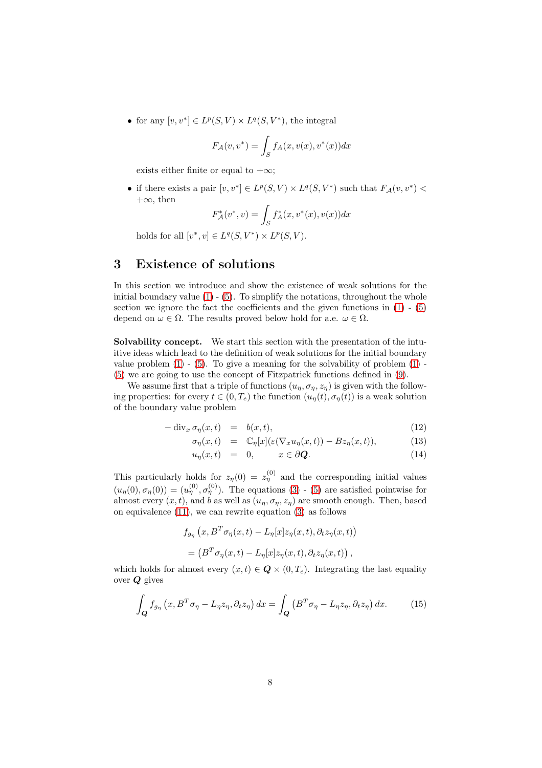- for any $[v, v^*] \in L^p(S, V) \times L^q(S, V^*)$, the integral

$$F_{\mathcal{A}}(v, v^*) = \int_S f_A(x, v(x), v^*(x))dx$$

exists either finite or equal to $+\infty$;

- if there exists a pair $[v, v^*] \in L^p(S, V) \times L^q(S, V^*)$ such that $F_{\mathcal{A}}(v, v^*) < +\infty$, then

$$F^*_{\mathcal{A}}(v^*, v) = \int_S f^*_A(x, v^*(x), v(x))dx$$

holds for all $[v^*, v] \in L^q(S, V^*) \times L^p(S, V)$.

# 3 Existence of solutions

In this section we introduce and show the existence of weak solutions for the initial boundary value (1) - (5). To simplify the notations, throughout the whole section we ignore the fact the coefficients and the given functions in (1) - (5) depend on $\omega \in \Omega$. The results proved below hold for a.e. $\omega \in \Omega$.

**Solvability concept.** We start this section with the presentation of the intuitive ideas which lead to the definition of weak solutions for the initial boundary value problem (1) - (5). To give a meaning for the solvability of problem (1) - (5) we are going to use the concept of Fitzpatrick functions defined in (9).

We assume first that a triple of functions $(u_\eta, \sigma_\eta, z_\eta)$ is given with the following properties: for every $t \in (0, T_e)$ the function $(u_\eta(t), \sigma_\eta(t))$ is a weak solution of the boundary value problem

$$-\operatorname{div}_x \sigma_\eta(x,t) = b(x,t), \tag{12}$$

$$\sigma_\eta(x,t) = \mathbb{C}_\eta[x](\varepsilon(\nabla_x u_\eta(x,t)) - Bz_\eta(x,t)), \tag{13}$$

$$u_\eta(x,t) = 0, \qquad x \in \partial \boldsymbol{Q}. \tag{14}$$

This particularly holds for $z_\eta(0) = z^{(0)}_\eta$ and the corresponding initial values $(u_\eta(0), \sigma_\eta(0)) = (u^{(0)}_\eta, \sigma^{(0)}_\eta)$. The equations (3) - (5) are satisfied pointwise for almost every $(x, t)$, and $b$ as well as $(u_\eta, \sigma_\eta, z_\eta)$ are smooth enough. Then, based on equivalence (11), we can rewrite equation (3) as follows

$$f_{g_\eta}\left(x, B^T\sigma_\eta(x,t) - L_\eta[x]z_\eta(x,t), \partial_t z_\eta(x,t)\right)$$
$$= \left(B^T\sigma_\eta(x,t) - L_\eta[x]z_\eta(x,t), \partial_t z_\eta(x,t)\right),$$

which holds for almost every $(x, t) \in \boldsymbol{Q} \times (0, T_e)$. Integrating the last equality over $\boldsymbol{Q}$ gives

$$\int_{\boldsymbol{Q}} f_{g_\eta}\left(x, B^T\sigma_\eta - L_\eta z_\eta, \partial_t z_\eta\right) dx = \int_{\boldsymbol{Q}} \left(B^T\sigma_\eta - L_\eta z_\eta, \partial_t z_\eta\right) dx. \tag{15}$$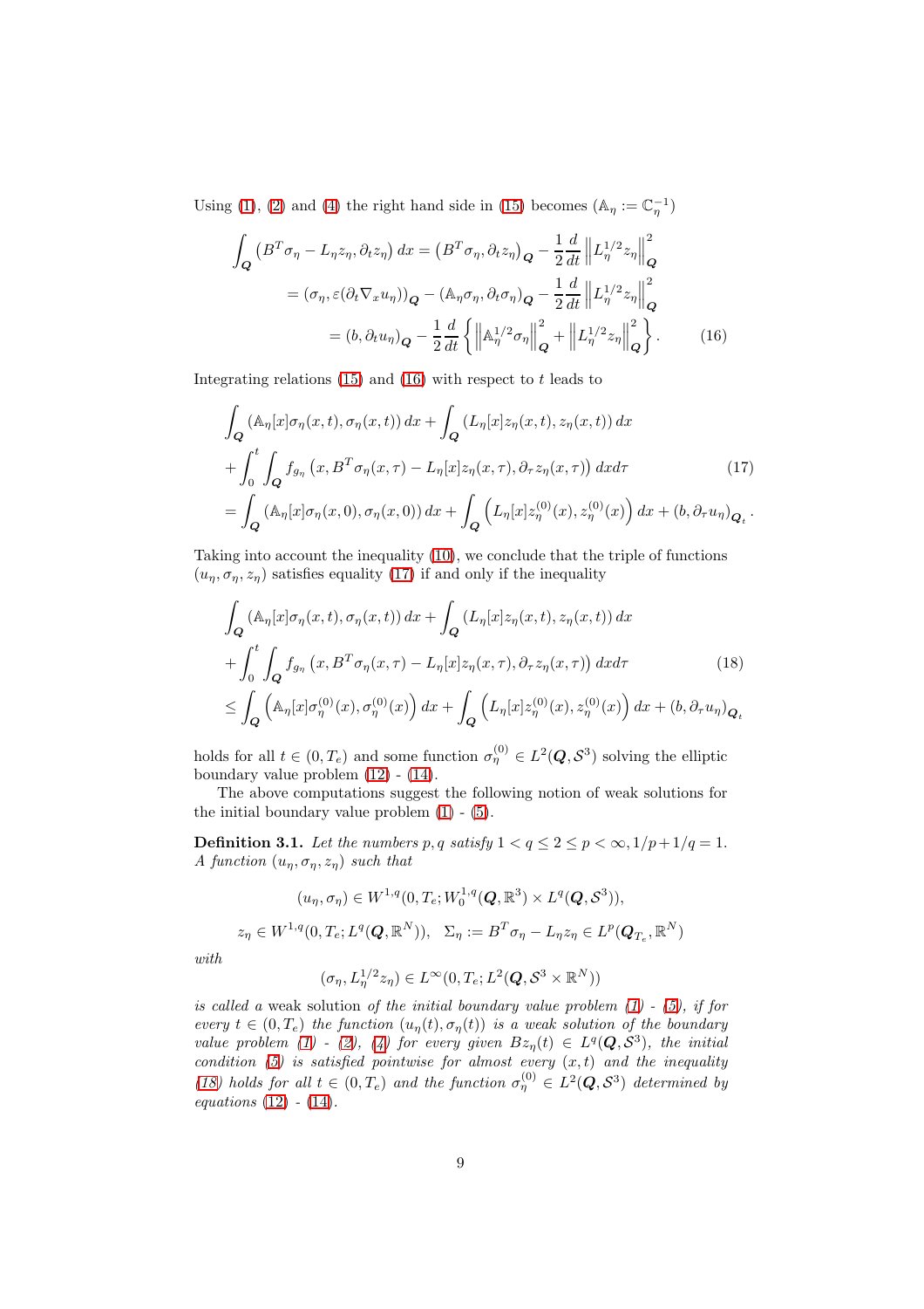Using (1), (2) and (4) the right hand side in (15) becomes ($\mathbb{A}_\eta := \mathbb{C}_\eta^{-1}$)

$$
\begin{aligned}
\int_{\boldsymbol{Q}} \left(B^T\sigma_\eta - L_\eta z_\eta, \partial_t z_\eta\right) dx &= \left(B^T\sigma_\eta, \partial_t z_\eta\right)_{\boldsymbol{Q}} - \frac{1}{2}\frac{d}{dt}\left\|L_\eta^{1/2} z_\eta\right\|_{\boldsymbol{Q}}^2 \\
&= \left(\sigma_\eta, \varepsilon(\partial_t \nabla_x u_\eta)\right)_{\boldsymbol{Q}} - \left(\mathbb{A}_\eta\sigma_\eta, \partial_t\sigma_\eta\right)_{\boldsymbol{Q}} - \frac{1}{2}\frac{d}{dt}\left\|L_\eta^{1/2} z_\eta\right\|_{\boldsymbol{Q}}^2 \\
&= \left(b, \partial_t u_\eta\right)_{\boldsymbol{Q}} - \frac{1}{2}\frac{d}{dt}\left\{\left\|\mathbb{A}_\eta^{1/2}\sigma_\eta\right\|_{\boldsymbol{Q}}^2 + \left\|L_\eta^{1/2} z_\eta\right\|_{\boldsymbol{Q}}^2\right\}. \qquad (16)
\end{aligned}
$$

Integrating relations (15) and (16) with respect to $t$ leads to

$$
\begin{aligned}
&\int_{\boldsymbol{Q}} \left(\mathbb{A}_\eta[x]\sigma_\eta(x,t), \sigma_\eta(x,t)\right) dx + \int_{\boldsymbol{Q}} \left(L_\eta[x] z_\eta(x,t), z_\eta(x,t)\right) dx \\
&+ \int_0^t \int_{\boldsymbol{Q}} f_{g_\eta}\left(x, B^T\sigma_\eta(x,\tau) - L_\eta[x] z_\eta(x,\tau), \partial_\tau z_\eta(x,\tau)\right) dx d\tau \qquad (17) \\
&= \int_{\boldsymbol{Q}} \left(\mathbb{A}_\eta[x]\sigma_\eta(x,0), \sigma_\eta(x,0)\right) dx + \int_{\boldsymbol{Q}} \left(L_\eta[x] z_\eta^{(0)}(x), z_\eta^{(0)}(x)\right) dx + \left(b, \partial_\tau u_\eta\right)_{\boldsymbol{Q}_t}.
\end{aligned}
$$

Taking into account the inequality (10), we conclude that the triple of functions $(u_\eta, \sigma_\eta, z_\eta)$ satisfies equality (17) if and only if the inequality

$$
\begin{aligned}
&\int_{\boldsymbol{Q}} \left(\mathbb{A}_\eta[x]\sigma_\eta(x,t), \sigma_\eta(x,t)\right) dx + \int_{\boldsymbol{Q}} \left(L_\eta[x] z_\eta(x,t), z_\eta(x,t)\right) dx \\
&+ \int_0^t \int_{\boldsymbol{Q}} f_{g_\eta}\left(x, B^T\sigma_\eta(x,\tau) - L_\eta[x] z_\eta(x,\tau), \partial_\tau z_\eta(x,\tau)\right) dx d\tau \qquad (18) \\
&\leq \int_{\boldsymbol{Q}} \left(\mathbb{A}_\eta[x]\sigma_\eta^{(0)}(x), \sigma_\eta^{(0)}(x)\right) dx + \int_{\boldsymbol{Q}} \left(L_\eta[x] z_\eta^{(0)}(x), z_\eta^{(0)}(x)\right) dx + \left(b, \partial_\tau u_\eta\right)_{\boldsymbol{Q}_t}
\end{aligned}
$$

holds for all $t \in (0, T_e)$ and some function $\sigma_\eta^{(0)} \in L^2(\boldsymbol{Q}, \mathcal{S}^3)$ solving the elliptic boundary value problem (12) - (14).

The above computations suggest the following notion of weak solutions for the initial boundary value problem (1) - (5).

**Definition 3.1.** *Let the numbers $p, q$ satisfy $1 < q \leq 2 \leq p < \infty, 1/p + 1/q = 1$. A function $(u_\eta, \sigma_\eta, z_\eta)$ such that*

$$
(u_\eta, \sigma_\eta) \in W^{1,q}(0, T_e; W_0^{1,q}(\boldsymbol{Q}, \mathbb{R}^3) \times L^q(\boldsymbol{Q}, \mathcal{S}^3)),
$$

$$
z_\eta \in W^{1,q}(0, T_e; L^q(\boldsymbol{Q}, \mathbb{R}^N)), \quad \Sigma_\eta := B^T\sigma_\eta - L_\eta z_\eta \in L^p(\boldsymbol{Q}_{T_e}, \mathbb{R}^N)
$$

*with*

$$
(\sigma_\eta, L_\eta^{1/2} z_\eta) \in L^\infty(0, T_e; L^2(\boldsymbol{Q}, \mathcal{S}^3 \times \mathbb{R}^N))
$$

*is called a* weak solution *of the initial boundary value problem (1) - (5), if for every $t \in (0, T_e)$ the function $(u_\eta(t), \sigma_\eta(t))$ is a weak solution of the boundary value problem (1) - (2), (4) for every given $Bz_\eta(t) \in L^q(\boldsymbol{Q}, \mathcal{S}^3)$, the initial condition (5) is satisfied pointwise for almost every $(x,t)$ and the inequality (18) holds for all $t \in (0, T_e)$ and the function $\sigma_\eta^{(0)} \in L^2(\boldsymbol{Q}, \mathcal{S}^3)$ determined by equations (12) - (14).*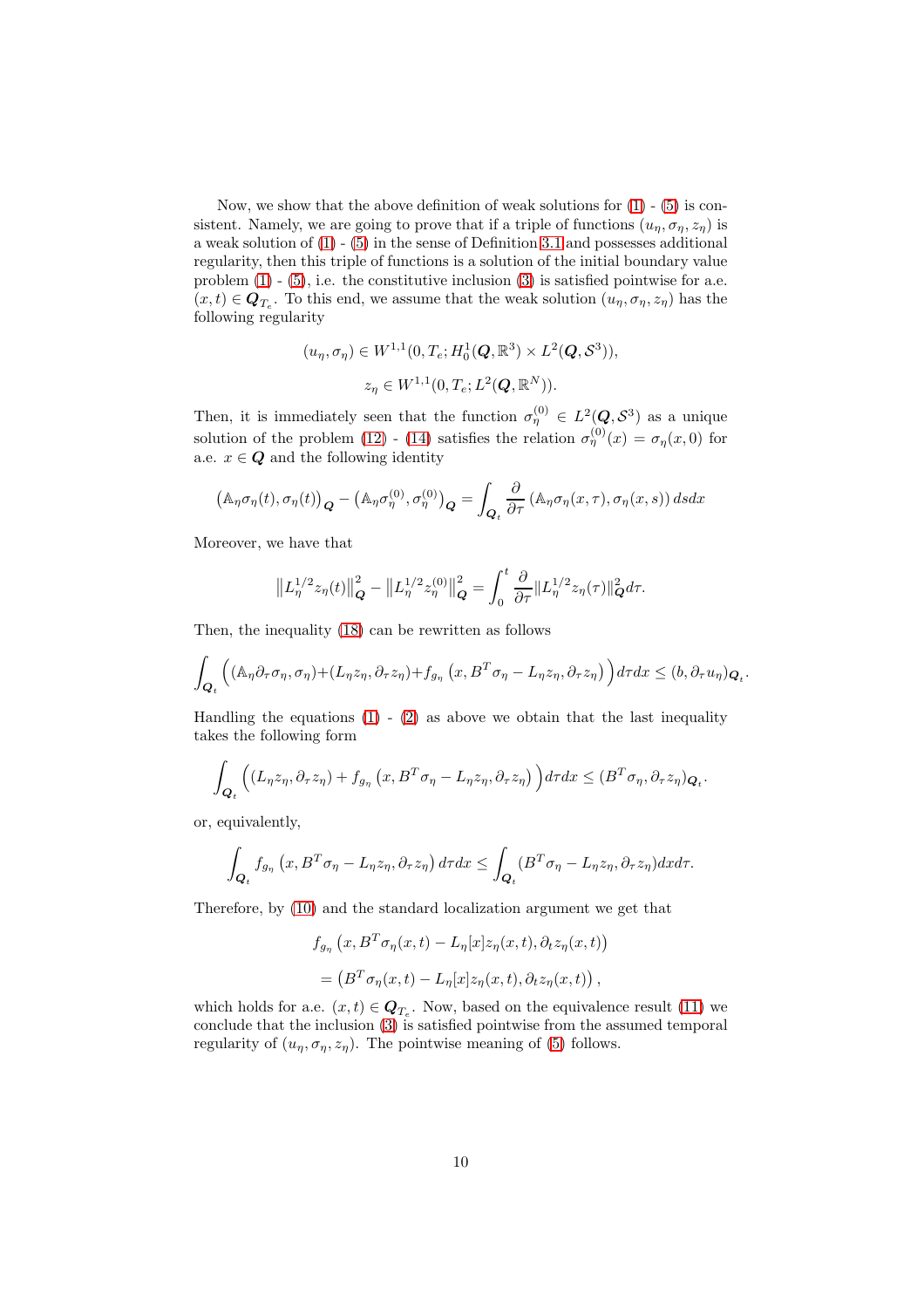Now, we show that the above definition of weak solutions for (1) - (5) is consistent. Namely, we are going to prove that if a triple of functions $(u_\eta, \sigma_\eta, z_\eta)$ is a weak solution of (1) - (5) in the sense of Definition 3.1 and possesses additional regularity, then this triple of functions is a solution of the initial boundary value problem (1) - (5), i.e. the constitutive inclusion (3) is satisfied pointwise for a.e. $(x,t) \in \boldsymbol{Q}_{T_e}$. To this end, we assume that the weak solution $(u_\eta, \sigma_\eta, z_\eta)$ has the following regularity

$$
(u_\eta, \sigma_\eta) \in W^{1,1}(0, T_e; H_0^1(\boldsymbol{Q}, \mathbb{R}^3) \times L^2(\boldsymbol{Q}, \mathcal{S}^3)),
$$

$$
z_\eta \in W^{1,1}(0, T_e; L^2(\boldsymbol{Q}, \mathbb{R}^N)).
$$

Then, it is immediately seen that the function $\sigma_\eta^{(0)} \in L^2(\boldsymbol{Q}, \mathcal{S}^3)$ as a unique solution of the problem (12) - (14) satisfies the relation $\sigma_\eta^{(0)}(x) = \sigma_\eta(x, 0)$ for a.e. $x \in \boldsymbol{Q}$ and the following identity

$$
\left(\mathbb{A}_\eta \sigma_\eta(t), \sigma_\eta(t)\right)_{\boldsymbol{Q}} - \left(\mathbb{A}_\eta \sigma_\eta^{(0)}, \sigma_\eta^{(0)}\right)_{\boldsymbol{Q}} = \int_{\boldsymbol{Q}_t} \frac{\partial}{\partial \tau} \left(\mathbb{A}_\eta \sigma_\eta(x,\tau), \sigma_\eta(x,s)\right) ds dx
$$

Moreover, we have that

$$
\left\|L_\eta^{1/2} z_\eta(t)\right\|_{\boldsymbol{Q}}^2 - \left\|L_\eta^{1/2} z_\eta^{(0)}\right\|_{\boldsymbol{Q}}^2 = \int_0^t \frac{\partial}{\partial \tau} \|L_\eta^{1/2} z_\eta(\tau)\|_{\boldsymbol{Q}}^2 d\tau.
$$

Then, the inequality (18) can be rewritten as follows

$$
\int_{\boldsymbol{Q}_t} \Big( (\mathbb{A}_\eta \partial_\tau \sigma_\eta, \sigma_\eta) + (L_\eta z_\eta, \partial_\tau z_\eta) + f_{g_\eta}\left(x, B^T \sigma_\eta - L_\eta z_\eta, \partial_\tau z_\eta\right) \Big) d\tau dx \le (b, \partial_\tau u_\eta)_{\boldsymbol{Q}_t}.
$$

Handling the equations (1) - (2) as above we obtain that the last inequality takes the following form

$$
\int_{\boldsymbol{Q}_t} \Big( (L_\eta z_\eta, \partial_\tau z_\eta) + f_{g_\eta}\left(x, B^T \sigma_\eta - L_\eta z_\eta, \partial_\tau z_\eta\right) \Big) d\tau dx \le (B^T \sigma_\eta, \partial_\tau z_\eta)_{\boldsymbol{Q}_t}.
$$

or, equivalently,

$$
\int_{\boldsymbol{Q}_t} f_{g_\eta}\left(x, B^T \sigma_\eta - L_\eta z_\eta, \partial_\tau z_\eta\right) d\tau dx \le \int_{\boldsymbol{Q}_t} (B^T \sigma_\eta - L_\eta z_\eta, \partial_\tau z_\eta) dx d\tau.
$$

Therefore, by (10) and the standard localization argument we get that

$$
f_{g_\eta}\left(x, B^T \sigma_\eta(x,t) - L_\eta[x] z_\eta(x,t), \partial_t z_\eta(x,t)\right)
$$

$$
= \left(B^T \sigma_\eta(x,t) - L_\eta[x] z_\eta(x,t), \partial_t z_\eta(x,t)\right),
$$

which holds for a.e. $(x,t) \in \boldsymbol{Q}_{T_e}$. Now, based on the equivalence result (11) we conclude that the inclusion (3) is satisfied pointwise from the assumed temporal regularity of $(u_\eta, \sigma_\eta, z_\eta)$. The pointwise meaning of (5) follows.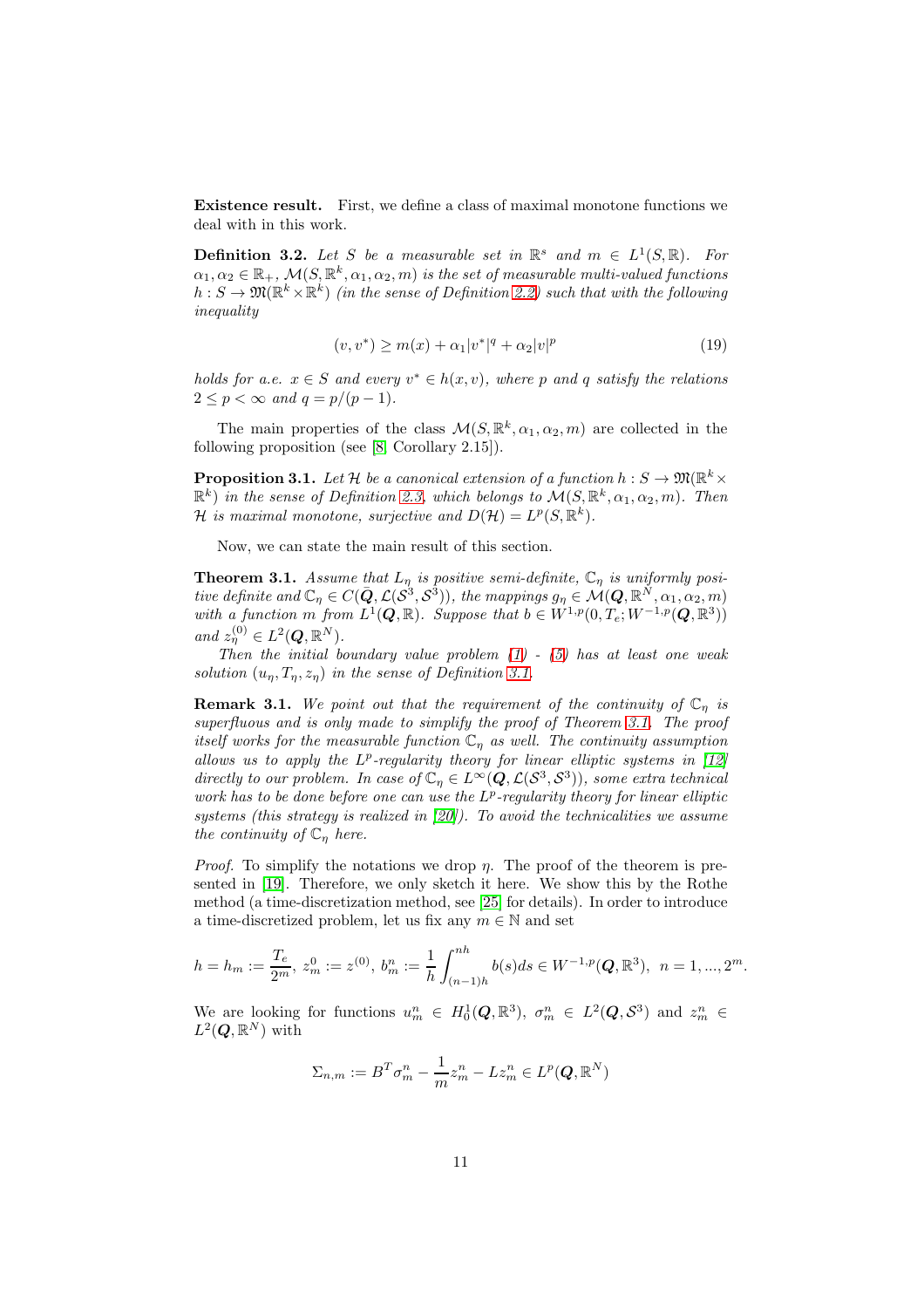**Existence result.** First, we define a class of maximal monotone functions we deal with in this work.

**Definition 3.2.** *Let $S$ be a measurable set in $\mathbb{R}^s$ and $m \in L^1(S,\mathbb{R})$. For $\alpha_1, \alpha_2 \in \mathbb{R}_+$, $\mathcal{M}(S,\mathbb{R}^k,\alpha_1,\alpha_2,m)$ is the set of measurable multi-valued functions $h : S \to \mathfrak{M}(\mathbb{R}^k \times \mathbb{R}^k)$ (in the sense of Definition 2.2) such that with the following inequality*

$$(v, v^*) \geq m(x) + \alpha_1 |v^*|^q + \alpha_2 |v|^p \tag{19}$$

*holds for a.e. $x \in S$ and every $v^* \in h(x,v)$, where $p$ and $q$ satisfy the relations $2 \leq p < \infty$ and $q = p/(p-1)$.*

The main properties of the class $\mathcal{M}(S,\mathbb{R}^k,\alpha_1,\alpha_2,m)$ are collected in the following proposition (see [8, Corollary 2.15]).

**Proposition 3.1.** *Let $\mathcal{H}$ be a canonical extension of a function $h : S \to \mathfrak{M}(\mathbb{R}^k \times \mathbb{R}^k)$ in the sense of Definition 2.3, which belongs to $\mathcal{M}(S,\mathbb{R}^k,\alpha_1,\alpha_2,m)$. Then $\mathcal{H}$ is maximal monotone, surjective and $D(\mathcal{H}) = L^p(S,\mathbb{R}^k)$.*

Now, we can state the main result of this section.

**Theorem 3.1.** *Assume that $L_\eta$ is positive semi-definite, $\mathbb{C}_\eta$ is uniformly positive definite and $\mathbb{C}_\eta \in C(\bar{\boldsymbol{Q}}, \mathcal{L}(\mathcal{S}^3,\mathcal{S}^3))$, the mappings $g_\eta \in \mathcal{M}(\boldsymbol{Q},\mathbb{R}^N,\alpha_1,\alpha_2,m)$ with a function $m$ from $L^1(\boldsymbol{Q},\mathbb{R})$. Suppose that $b \in W^{1,p}(0,T_e;W^{-1,p}(\boldsymbol{Q},\mathbb{R}^3))$ and $z_\eta^{(0)} \in L^2(\boldsymbol{Q},\mathbb{R}^N)$.*

*Then the initial boundary value problem (1) - (5) has at least one weak solution $(u_\eta, T_\eta, z_\eta)$ in the sense of Definition 3.1.*

**Remark 3.1.** *We point out that the requirement of the continuity of $\mathbb{C}_\eta$ is superfluous and is only made to simplify the proof of Theorem 3.1. The proof itself works for the measurable function $\mathbb{C}_\eta$ as well. The continuity assumption allows us to apply the $L^p$-regularity theory for linear elliptic systems in [12] directly to our problem. In case of $\mathbb{C}_\eta \in L^\infty(\boldsymbol{Q},\mathcal{L}(\mathcal{S}^3,\mathcal{S}^3))$, some extra technical work has to be done before one can use the $L^p$-regularity theory for linear elliptic systems (this strategy is realized in [20]). To avoid the technicalities we assume the continuity of $\mathbb{C}_\eta$ here.*

*Proof.* To simplify the notations we drop $\eta$. The proof of the theorem is presented in [19]. Therefore, we only sketch it here. We show this by the Rothe method (a time-discretization method, see [25] for details). In order to introduce a time-discretized problem, let us fix any $m \in \mathbb{N}$ and set

$$h = h_m := \frac{T_e}{2^m},\ z_m^0 := z^{(0)},\ b_m^n := \frac{1}{h}\int_{(n-1)h}^{nh} b(s)ds \in W^{-1,p}(\boldsymbol{Q},\mathbb{R}^3),\ \ n = 1,...,2^m.$$

We are looking for functions $u_m^n \in H_0^1(\boldsymbol{Q},\mathbb{R}^3)$, $\sigma_m^n \in L^2(\boldsymbol{Q},\mathcal{S}^3)$ and $z_m^n \in L^2(\boldsymbol{Q},\mathbb{R}^N)$ with

$$\Sigma_{n,m} := B^T\sigma_m^n - \frac{1}{m}z_m^n - Lz_m^n \in L^p(\boldsymbol{Q},\mathbb{R}^N)$$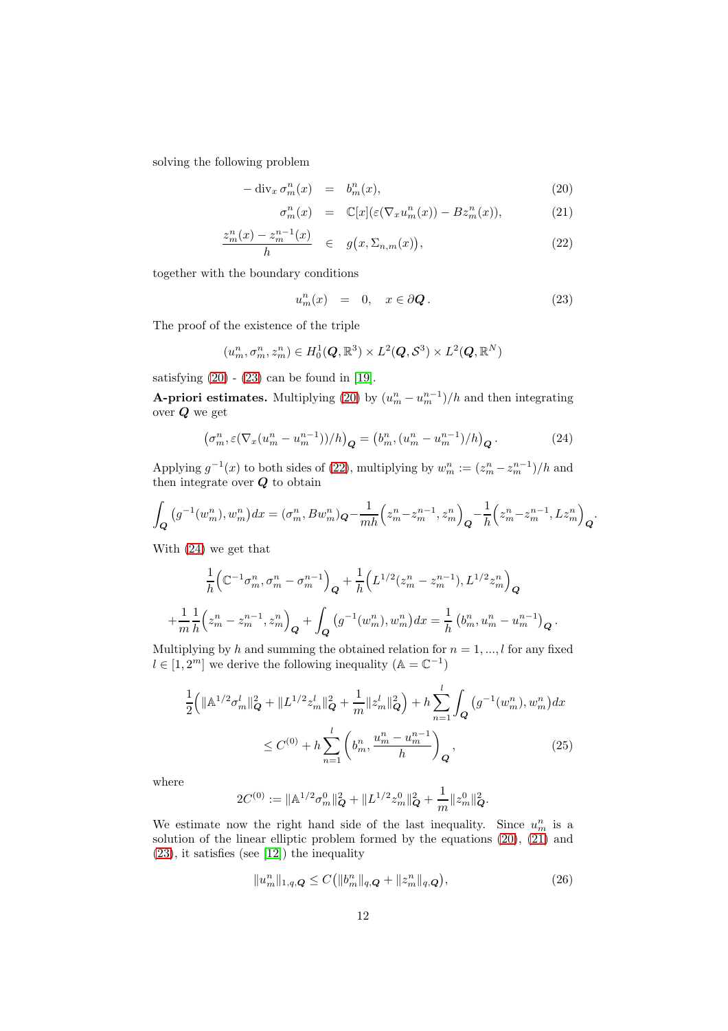solving the following problem

$$
\begin{aligned}
-\operatorname{div}_x \sigma_m^n(x) &= b_m^n(x), &(20)\\
\sigma_m^n(x) &= \mathbb{C}[x](\varepsilon(\nabla_x u_m^n(x)) - B z_m^n(x)), &(21)\\
\frac{z_m^n(x) - z_m^{n-1}(x)}{h} &\in g\big(x, \Sigma_{n,m}(x)\big), &(22)
\end{aligned}
$$

together with the boundary conditions

$$
u_m^n(x) = 0, \quad x \in \partial \boldsymbol{Q}\,. \tag{23}
$$

The proof of the existence of the triple

$$
(u_m^n, \sigma_m^n, z_m^n) \in H_0^1(\boldsymbol{Q}, \mathbb{R}^3) \times L^2(\boldsymbol{Q}, \mathcal{S}^3) \times L^2(\boldsymbol{Q}, \mathbb{R}^N)
$$

satisfying (20) - (23) can be found in [19].

**A-priori estimates.** Multiplying (20) by $(u_m^n - u_m^{n-1})/h$ and then integrating over $\boldsymbol{Q}$ we get

$$
\big(\sigma_m^n, \varepsilon(\nabla_x(u_m^n - u_m^{n-1}))/h\big)_{\boldsymbol{Q}} = \big(b_m^n, (u_m^n - u_m^{n-1})/h\big)_{\boldsymbol{Q}}\,. \tag{24}
$$

Applying $g^{-1}(x)$ to both sides of (22), multiplying by $w_m^n := (z_m^n - z_m^{n-1})/h$ and then integrate over $\boldsymbol{Q}$ to obtain

$$
\int_{\boldsymbol{Q}} \big(g^{-1}(w_m^n), w_m^n\big) dx = (\sigma_m^n, B w_m^n)_{\boldsymbol{Q}} - \frac{1}{mh}\Big(z_m^n - z_m^{n-1}, z_m^n\Big)_{\boldsymbol{Q}} - \frac{1}{h}\Big(z_m^n - z_m^{n-1}, L z_m^n\Big)_{\boldsymbol{Q}}.
$$

With (24) we get that

$$
\frac{1}{h}\Big(\mathbb{C}^{-1}\sigma_m^n, \sigma_m^n - \sigma_m^{n-1}\Big)_{\boldsymbol{Q}} + \frac{1}{h}\Big(L^{1/2}(z_m^n - z_m^{n-1}), L^{1/2} z_m^n\Big)_{\boldsymbol{Q}}
$$

$$
+\frac{1}{m}\frac{1}{h}\Big(z_m^n - z_m^{n-1}, z_m^n\Big)_{\boldsymbol{Q}} + \int_{\boldsymbol{Q}} \big(g^{-1}(w_m^n), w_m^n\big) dx = \frac{1}{h}\,\big(b_m^n, u_m^n - u_m^{n-1}\big)_{\boldsymbol{Q}}\,.
$$

Multiplying by $h$ and summing the obtained relation for $n = 1, ..., l$ for any fixed $l \in [1, 2^m]$ we derive the following inequality ($\mathbb{A} = \mathbb{C}^{-1}$)

$$
\frac{1}{2}\Big(\|\mathbb{A}^{1/2}\sigma_m^l\|_{\boldsymbol{Q}}^2 + \|L^{1/2} z_m^l\|_{\boldsymbol{Q}}^2 + \frac{1}{m}\|z_m^l\|_{\boldsymbol{Q}}^2\Big) + h\sum_{n=1}^{l}\int_{\boldsymbol{Q}} \big(g^{-1}(w_m^n), w_m^n\big) dx
$$

$$
\leq C^{(0)} + h\sum_{n=1}^{l}\left(b_m^n, \frac{u_m^n - u_m^{n-1}}{h}\right)_{\boldsymbol{Q}}, \tag{25}
$$

where

$$
2C^{(0)} := \|\mathbb{A}^{1/2}\sigma_m^0\|_{\boldsymbol{Q}}^2 + \|L^{1/2} z_m^0\|_{\boldsymbol{Q}}^2 + \frac{1}{m}\|z_m^0\|_{\boldsymbol{Q}}^2.
$$

We estimate now the right hand side of the last inequality. Since $u_m^n$ is a solution of the linear elliptic problem formed by the equations (20), (21) and (23), it satisfies (see [12]) the inequality

$$
\|u_m^n\|_{1,q,\boldsymbol{Q}} \leq C\big(\|b_m^n\|_{q,\boldsymbol{Q}} + \|z_m^n\|_{q,\boldsymbol{Q}}\big), \tag{26}
$$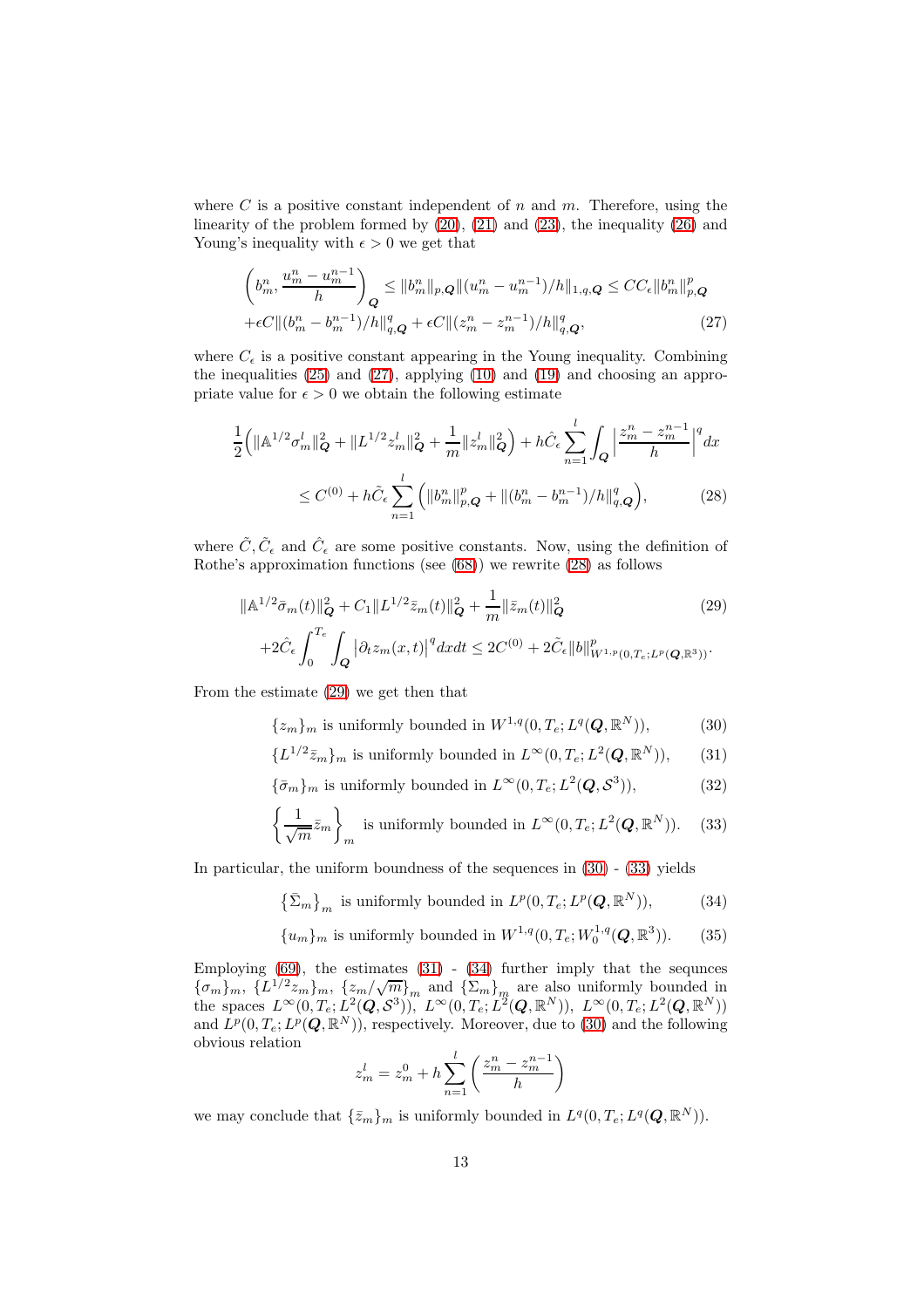where $C$ is a positive constant independent of $n$ and $m$. Therefore, using the linearity of the problem formed by (20), (21) and (23), the inequality (26) and Young's inequality with $\epsilon > 0$ we get that

$$
\begin{aligned}
&\left(b_m^n, \frac{u_m^n - u_m^{n-1}}{h}\right)_{\boldsymbol{Q}} \leq \|b_m^n\|_{p,\boldsymbol{Q}} \|(u_m^n - u_m^{n-1})/h\|_{1,q,\boldsymbol{Q}} \leq C C_\epsilon \|b_m^n\|_{p,\boldsymbol{Q}}^p \\
&+ \epsilon C \|(b_m^n - b_m^{n-1})/h\|_{q,\boldsymbol{Q}}^q + \epsilon C \|(z_m^n - z_m^{n-1})/h\|_{q,\boldsymbol{Q}}^q,
\end{aligned} \tag{27}
$$

where $C_\epsilon$ is a positive constant appearing in the Young inequality. Combining the inequalities (25) and (27), applying (10) and (19) and choosing an appropriate value for $\epsilon > 0$ we obtain the following estimate

$$
\begin{aligned}
&\frac{1}{2}\Big(\|\mathbb{A}^{1/2}\sigma_m^l\|_{\boldsymbol{Q}}^2 + \|L^{1/2} z_m^l\|_{\boldsymbol{Q}}^2 + \frac{1}{m}\|z_m^l\|_{\boldsymbol{Q}}^2\Big) + h\hat{C}_\epsilon \sum_{n=1}^{l} \int_{\boldsymbol{Q}} \Big|\frac{z_m^n - z_m^{n-1}}{h}\Big|^q dx \\
&\leq C^{(0)} + h\tilde{C}_\epsilon \sum_{n=1}^{l} \Big(\|b_m^n\|_{p,\boldsymbol{Q}}^p + \|(b_m^n - b_m^{n-1})/h\|_{q,\boldsymbol{Q}}^q\Big),
\end{aligned} \tag{28}
$$

where $\tilde{C}, \tilde{C}_\epsilon$ and $\hat{C}_\epsilon$ are some positive constants. Now, using the definition of Rothe's approximation functions (see (68)) we rewrite (28) as follows

$$
\begin{aligned}
&\|\mathbb{A}^{1/2}\bar{\sigma}_m(t)\|_{\boldsymbol{Q}}^2 + C_1\|L^{1/2}\bar{z}_m(t)\|_{\boldsymbol{Q}}^2 + \frac{1}{m}\|\bar{z}_m(t)\|_{\boldsymbol{Q}}^2 \\
&+ 2\hat{C}_\epsilon \int_0^{T_e} \int_{\boldsymbol{Q}} \big|\partial_t z_m(x,t)\big|^q dx dt \leq 2C^{(0)} + 2\tilde{C}_\epsilon \|b\|_{W^{1,p}(0,T_e;L^p(\boldsymbol{Q},\mathbb{R}^3))}^p.
\end{aligned} \tag{29}
$$

From the estimate (29) we get then that

$$\{z_m\}_m \text{ is uniformly bounded in } W^{1,q}(0,T_e;L^q(\boldsymbol{Q},\mathbb{R}^N)), \tag{30}$$

$$\{L^{1/2}\bar{z}_m\}_m \text{ is uniformly bounded in } L^\infty(0,T_e;L^2(\boldsymbol{Q},\mathbb{R}^N)), \tag{31}$$

$$\{\bar{\sigma}_m\}_m \text{ is uniformly bounded in } L^\infty(0,T_e;L^2(\boldsymbol{Q},\mathcal{S}^3)), \tag{32}$$

$$\left\{\frac{1}{\sqrt{m}}\bar{z}_m\right\}_m \text{ is uniformly bounded in } L^\infty(0,T_e;L^2(\boldsymbol{Q},\mathbb{R}^N)). \tag{33}$$

In particular, the uniform boundness of the sequences in (30) - (33) yields

$$\left\{\bar{\Sigma}_m\right\}_m \text{ is uniformly bounded in } L^p(0,T_e;L^p(\boldsymbol{Q},\mathbb{R}^N)), \tag{34}$$

$$\{u_m\}_m \text{ is uniformly bounded in } W^{1,q}(0,T_e;W_0^{1,q}(\boldsymbol{Q},\mathbb{R}^3)). \tag{35}$$

Employing (69), the estimates (31) - (34) further imply that the sequnces $\{\sigma_m\}_m$, $\{L^{1/2}z_m\}_m$, $\{z_m/\sqrt{m}\}_m$ and $\{\Sigma_m\}_m$ are also uniformly bounded in the spaces $L^\infty(0,T_e;L^2(\boldsymbol{Q},\mathcal{S}^3))$, $L^\infty(0,T_e;L^2(\boldsymbol{Q},\mathbb{R}^N))$, $L^\infty(0,T_e;L^2(\boldsymbol{Q},\mathbb{R}^N))$ and $L^p(0,T_e;L^p(\boldsymbol{Q},\mathbb{R}^N))$, respectively. Moreover, due to (30) and the following obvious relation

$$z_m^l = z_m^0 + h\sum_{n=1}^{l}\left(\frac{z_m^n - z_m^{n-1}}{h}\right)$$

we may conclude that $\{\bar{z}_m\}_m$ is uniformly bounded in $L^q(0,T_e;L^q(\boldsymbol{Q},\mathbb{R}^N))$.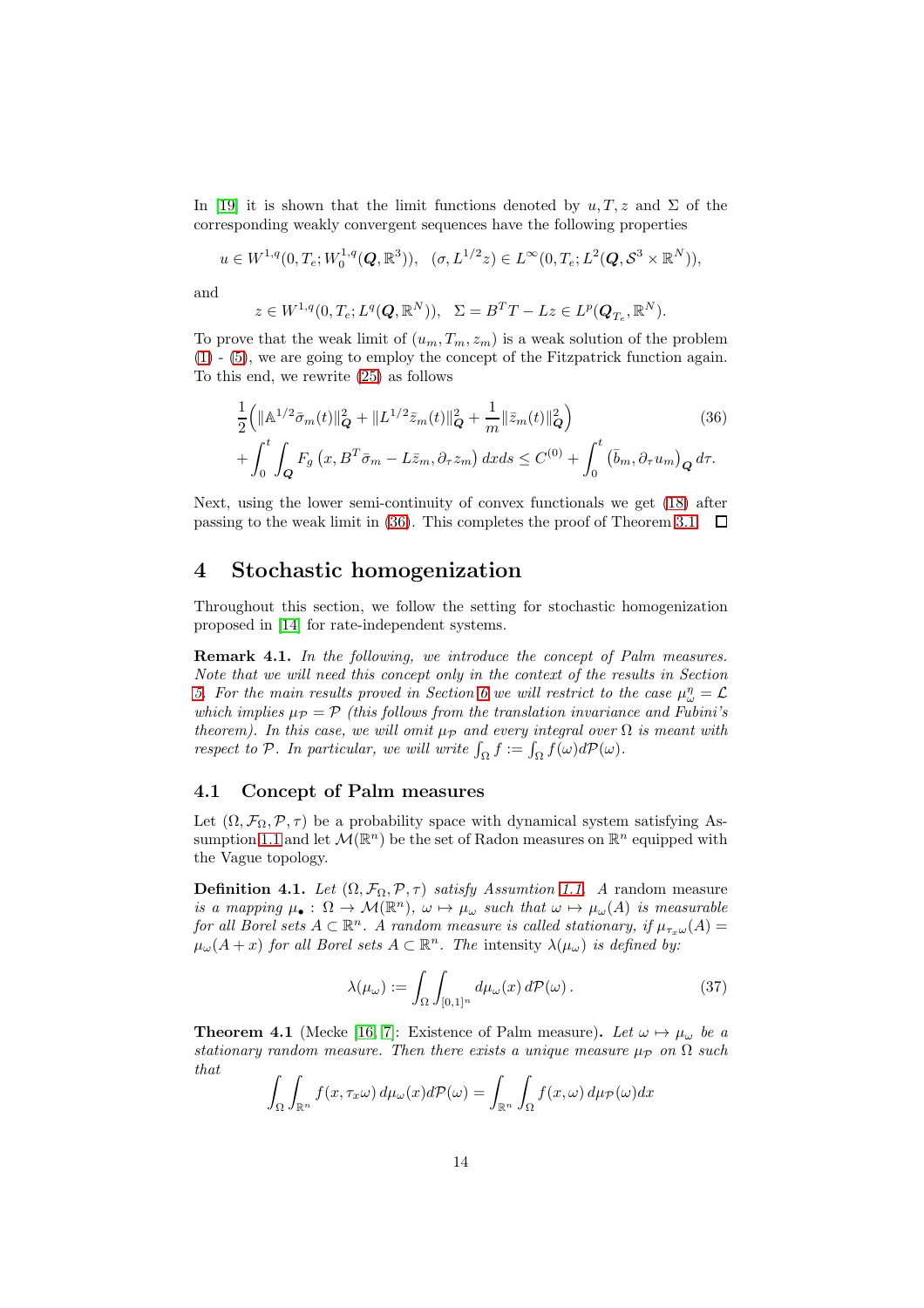In [19] it is shown that the limit functions denoted by $u, T, z$ and $\Sigma$ of the corresponding weakly convergent sequences have the following properties

$$u \in W^{1,q}(0, T_e; W_0^{1,q}(\boldsymbol{Q}, \mathbb{R}^3)), \quad (\sigma, L^{1/2}z) \in L^\infty(0, T_e; L^2(\boldsymbol{Q}, \mathcal{S}^3 \times \mathbb{R}^N)),$$

and

$$z \in W^{1,q}(0, T_e; L^q(\boldsymbol{Q}, \mathbb{R}^N)), \quad \Sigma = B^T T - Lz \in L^p(\boldsymbol{Q}_{T_e}, \mathbb{R}^N).$$

To prove that the weak limit of $(u_m, T_m, z_m)$ is a weak solution of the problem (1) - (5), we are going to employ the concept of the Fitzpatrick function again. To this end, we rewrite (25) as follows

$$\begin{aligned} &\frac{1}{2}\Big(\|\mathbb{A}^{1/2}\bar{\sigma}_m(t)\|_{\boldsymbol{Q}}^2 + \|L^{1/2}\bar{z}_m(t)\|_{\boldsymbol{Q}}^2 + \frac{1}{m}\|\bar{z}_m(t)\|_{\boldsymbol{Q}}^2\Big) \\ &+ \int_0^t \int_{\boldsymbol{Q}} F_g\left(x, B^T\bar{\sigma}_m - L\bar{z}_m, \partial_\tau z_m\right) dx ds \leq C^{(0)} + \int_0^t \left(\bar{b}_m, \partial_\tau u_m\right)_{\boldsymbol{Q}} d\tau. \end{aligned} \tag{36}$$

Next, using the lower semi-continuity of convex functionals we get (18) after passing to the weak limit in (36). This completes the proof of Theorem 3.1. $\square$

# 4 Stochastic homogenization

Throughout this section, we follow the setting for stochastic homogenization proposed in [14] for rate-independent systems.

**Remark 4.1.** *In the following, we introduce the concept of Palm measures. Note that we will need this concept only in the context of the results in Section 5. For the main results proved in Section 6 we will restrict to the case $\mu_\omega^\eta = \mathcal{L}$ which implies $\mu_{\mathcal{P}} = \mathcal{P}$ (this follows from the translation invariance and Fubini's theorem). In this case, we will omit $\mu_{\mathcal{P}}$ and every integral over $\Omega$ is meant with respect to $\mathcal{P}$. In particular, we will write $\int_\Omega f := \int_\Omega f(\omega) d\mathcal{P}(\omega)$.*

## 4.1 Concept of Palm measures

Let $(\Omega, \mathcal{F}_\Omega, \mathcal{P}, \tau)$ be a probability space with dynamical system satisfying Assumption 1.1 and let $\mathcal{M}(\mathbb{R}^n)$ be the set of Radon measures on $\mathbb{R}^n$ equipped with the Vague topology.

**Definition 4.1.** *Let $(\Omega, \mathcal{F}_\Omega, \mathcal{P}, \tau)$ satisfy Assumtion 1.1. A* random measure *is a mapping $\mu_\bullet : \Omega \to \mathcal{M}(\mathbb{R}^n)$, $\omega \mapsto \mu_\omega$ such that $\omega \mapsto \mu_\omega(A)$ is measurable for all Borel sets $A \subset \mathbb{R}^n$. A random measure is called stationary, if $\mu_{\tau_x\omega}(A) = \mu_\omega(A + x)$ for all Borel sets $A \subset \mathbb{R}^n$. The* intensity *$\lambda(\mu_\omega)$ is defined by:*

$$\lambda(\mu_\omega) := \int_\Omega \int_{[0,1]^n} d\mu_\omega(x)\, d\mathcal{P}(\omega)\,. \tag{37}$$

**Theorem 4.1** (Mecke [16, 7]: Existence of Palm measure)**.** *Let $\omega \mapsto \mu_\omega$ be a stationary random measure. Then there exists a unique measure $\mu_{\mathcal{P}}$ on $\Omega$ such that*

$$\int_\Omega \int_{\mathbb{R}^n} f(x, \tau_x\omega)\, d\mu_\omega(x) d\mathcal{P}(\omega) = \int_{\mathbb{R}^n} \int_\Omega f(x, \omega)\, d\mu_{\mathcal{P}}(\omega) dx$$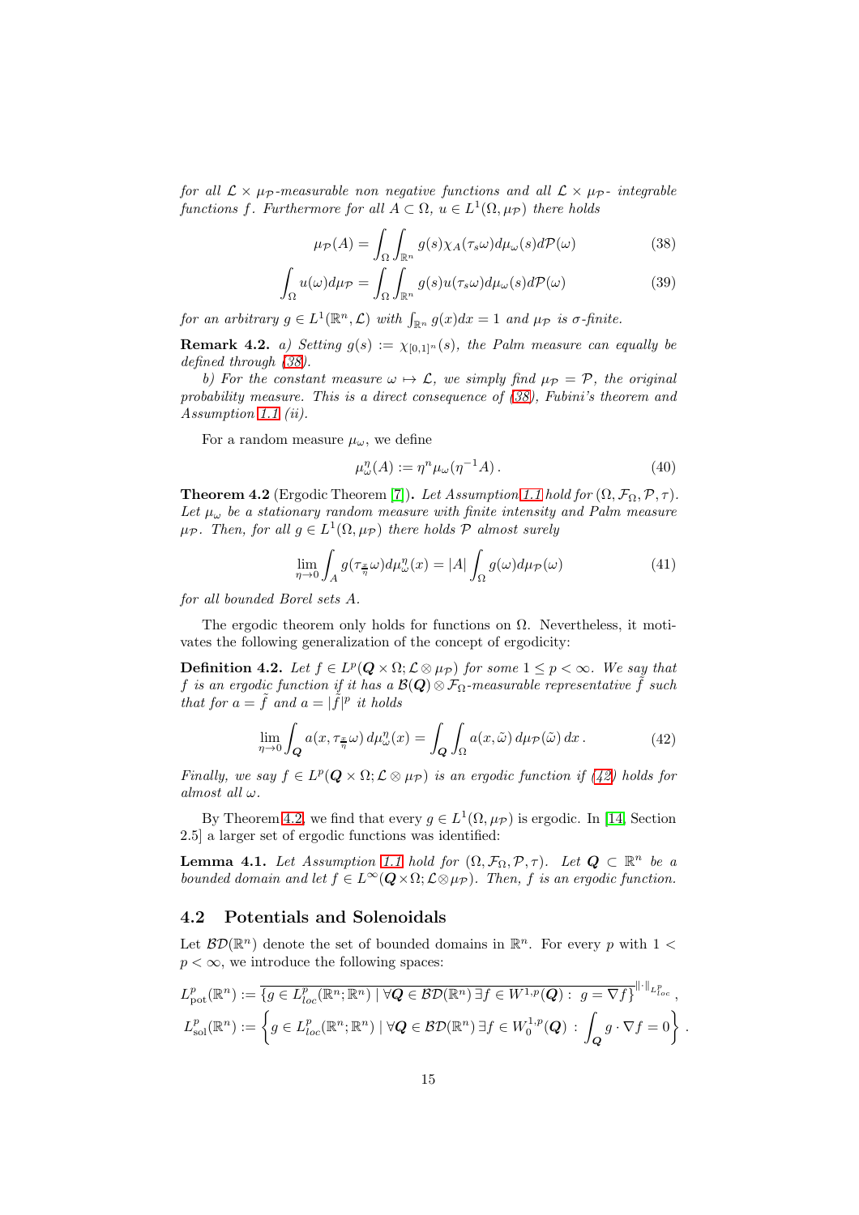*for all $\mathcal{L} \times \mu_{\mathcal{P}}$-measurable non negative functions and all $\mathcal{L} \times \mu_{\mathcal{P}}$- integrable functions $f$. Furthermore for all $A \subset \Omega$, $u \in L^1(\Omega, \mu_{\mathcal{P}})$ there holds*

$$\mu_{\mathcal{P}}(A) = \int_{\Omega} \int_{\mathbb{R}^n} g(s) \chi_A(\tau_s \omega) d\mu_\omega(s) d\mathcal{P}(\omega) \tag{38}$$

$$\int_{\Omega} u(\omega) d\mu_{\mathcal{P}} = \int_{\Omega} \int_{\mathbb{R}^n} g(s) u(\tau_s \omega) d\mu_\omega(s) d\mathcal{P}(\omega) \tag{39}$$

*for an arbitrary $g \in L^1(\mathbb{R}^n, \mathcal{L})$ with $\int_{\mathbb{R}^n} g(x) dx = 1$ and $\mu_{\mathcal{P}}$ is $\sigma$-finite.*

**Remark 4.2.** *a) Setting $g(s) := \chi_{[0,1]^n}(s)$, the Palm measure can equally be defined through (38).*

*b) For the constant measure $\omega \mapsto \mathcal{L}$, we simply find $\mu_{\mathcal{P}} = \mathcal{P}$, the original probability measure. This is a direct consequence of (38), Fubini's theorem and Assumption 1.1 (ii).*

For a random measure $\mu_\omega$, we define

$$\mu_\omega^\eta(A) := \eta^n \mu_\omega(\eta^{-1} A) . \tag{40}$$

**Theorem 4.2** (Ergodic Theorem [7])**.** *Let Assumption 1.1 hold for $(\Omega, \mathcal{F}_\Omega, \mathcal{P}, \tau)$. Let $\mu_\omega$ be a stationary random measure with finite intensity and Palm measure $\mu_{\mathcal{P}}$. Then, for all $g \in L^1(\Omega, \mu_{\mathcal{P}})$ there holds $\mathcal{P}$ almost surely*

$$\lim_{\eta \to 0} \int_A g(\tau_{\frac{x}{\eta}} \omega) d\mu_\omega^\eta(x) = |A| \int_\Omega g(\omega) d\mu_{\mathcal{P}}(\omega) \tag{41}$$

*for all bounded Borel sets $A$.*

The ergodic theorem only holds for functions on $\Omega$. Nevertheless, it motivates the following generalization of the concept of ergodicity:

**Definition 4.2.** *Let $f \in L^p(\boldsymbol{Q} \times \Omega; \mathcal{L} \otimes \mu_{\mathcal{P}})$ for some $1 \leq p < \infty$. We say that $f$ is an ergodic function if it has a $\mathcal{B}(\boldsymbol{Q}) \otimes \mathcal{F}_\Omega$-measurable representative $\tilde{f}$ such that for $a = \tilde{f}$ and $a = |\tilde{f}|^p$ it holds*

$$\lim_{\eta \to 0} \int_{\boldsymbol{Q}} a(x, \tau_{\frac{x}{\eta}} \omega) \, d\mu_\omega^\eta(x) = \int_{\boldsymbol{Q}} \int_\Omega a(x, \tilde{\omega}) \, d\mu_{\mathcal{P}}(\tilde{\omega}) \, dx \, . \tag{42}$$

*Finally, we say $f \in L^p(\boldsymbol{Q} \times \Omega; \mathcal{L} \otimes \mu_{\mathcal{P}})$ is an ergodic function if (42) holds for almost all $\omega$.*

By Theorem 4.2, we find that every $g \in L^1(\Omega, \mu_{\mathcal{P}})$ is ergodic. In [14, Section 2.5] a larger set of ergodic functions was identified:

**Lemma 4.1.** *Let Assumption 1.1 hold for $(\Omega, \mathcal{F}_\Omega, \mathcal{P}, \tau)$. Let $\boldsymbol{Q} \subset \mathbb{R}^n$ be a bounded domain and let $f \in L^\infty(\boldsymbol{Q} \times \Omega; \mathcal{L} \otimes \mu_{\mathcal{P}})$. Then, $f$ is an ergodic function.*

## 4.2 Potentials and Solenoidals

Let $\mathcal{BD}(\mathbb{R}^n)$ denote the set of bounded domains in $\mathbb{R}^n$. For every $p$ with $1 < p < \infty$, we introduce the following spaces:

$$L^p_{\mathrm{pot}}(\mathbb{R}^n) := \overline{\{g \in L^p_{loc}(\mathbb{R}^n; \mathbb{R}^n) \mid \forall \boldsymbol{Q} \in \mathcal{BD}(\mathbb{R}^n) \, \exists f \in W^{1,p}(\boldsymbol{Q}) : \; g = \nabla f\}}^{\|\cdot\|_{L^p_{loc}}} ,$$

$$L^p_{\mathrm{sol}}(\mathbb{R}^n) := \left\{ g \in L^p_{loc}(\mathbb{R}^n; \mathbb{R}^n) \mid \forall \boldsymbol{Q} \in \mathcal{BD}(\mathbb{R}^n) \, \exists f \in W^{1,p}_0(\boldsymbol{Q}) : \int_{\boldsymbol{Q}} g \cdot \nabla f = 0 \right\} .$$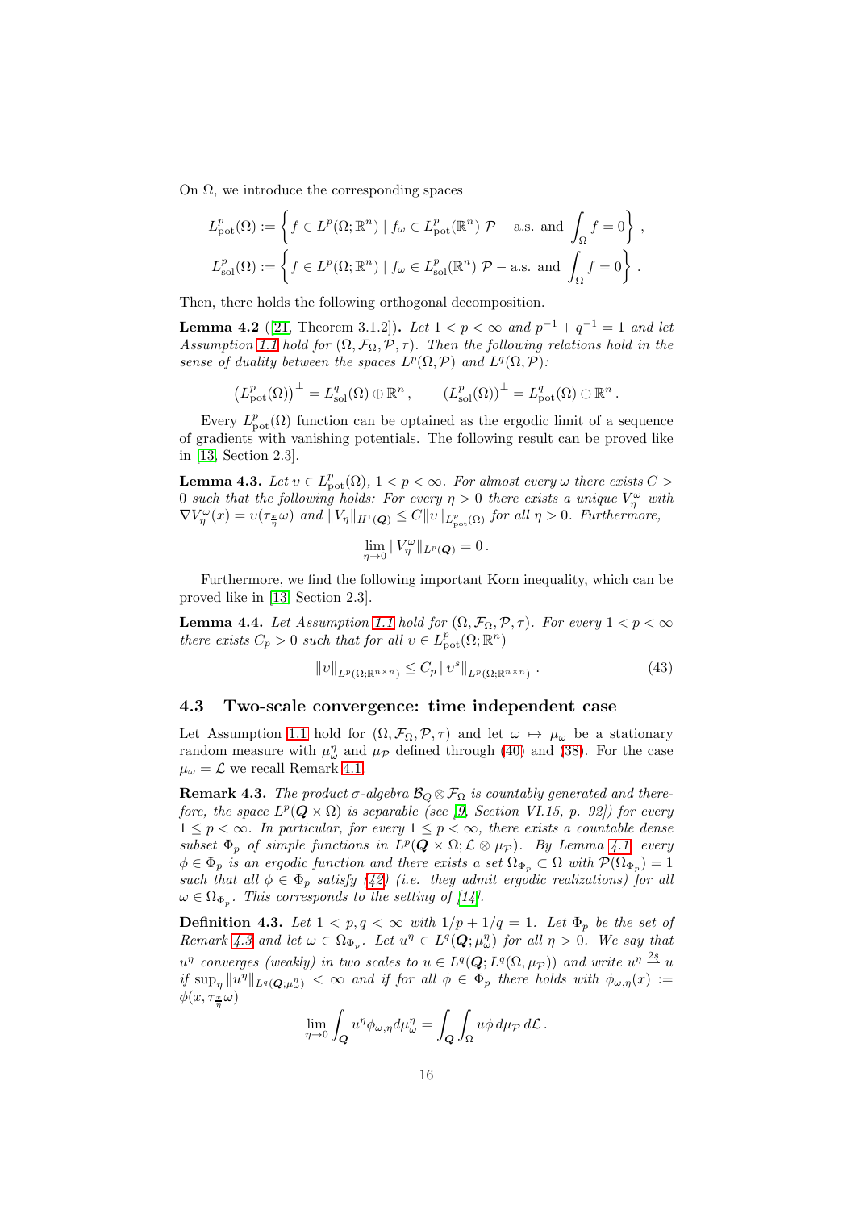On $\Omega$, we introduce the corresponding spaces

$$
L^p_{\mathrm{pot}}(\Omega) := \left\{ f \in L^p(\Omega;\mathbb{R}^n) \mid f_\omega \in L^p_{\mathrm{pot}}(\mathbb{R}^n)\ \mathcal{P}-\text{a.s. and } \int_\Omega f = 0 \right\},
$$

$$
L^p_{\mathrm{sol}}(\Omega) := \left\{ f \in L^p(\Omega;\mathbb{R}^n) \mid f_\omega \in L^p_{\mathrm{sol}}(\mathbb{R}^n)\ \mathcal{P}-\text{a.s. and } \int_\Omega f = 0 \right\}.
$$

Then, there holds the following orthogonal decomposition.

**Lemma 4.2** ([21, Theorem 3.1.2]). *Let $1 < p < \infty$ and $p^{-1} + q^{-1} = 1$ and let Assumption 1.1 hold for $(\Omega, \mathcal{F}_\Omega, \mathcal{P}, \tau)$. Then the following relations hold in the sense of duality between the spaces $L^p(\Omega, \mathcal{P})$ and $L^q(\Omega, \mathcal{P})$:*

$$
\left(L^p_{\mathrm{pot}}(\Omega)\right)^\perp = L^q_{\mathrm{sol}}(\Omega) \oplus \mathbb{R}^n, \qquad \left(L^p_{\mathrm{sol}}(\Omega)\right)^\perp = L^q_{\mathrm{pot}}(\Omega) \oplus \mathbb{R}^n.
$$

Every $L^p_{\mathrm{pot}}(\Omega)$ function can be optained as the ergodic limit of a sequence of gradients with vanishing potentials. The following result can be proved like in [13, Section 2.3].

**Lemma 4.3.** *Let $\upsilon \in L^p_{\mathrm{pot}}(\Omega)$, $1 < p < \infty$. For almost every $\omega$ there exists $C > 0$ such that the following holds: For every $\eta > 0$ there exists a unique $V^\omega_\eta$ with $\nabla V^\omega_\eta(x) = \upsilon(\tau_{\frac{x}{\eta}}\omega)$ and $\|V_\eta\|_{H^1(\boldsymbol{Q})} \le C \|\upsilon\|_{L^p_{\mathrm{pot}}(\Omega)}$ for all $\eta > 0$. Furthermore,*

$$
\lim_{\eta \to 0} \|V^\omega_\eta\|_{L^p(\boldsymbol{Q})} = 0\,.
$$

Furthermore, we find the following important Korn inequality, which can be proved like in [13, Section 2.3].

**Lemma 4.4.** *Let Assumption 1.1 hold for $(\Omega, \mathcal{F}_\Omega, \mathcal{P}, \tau)$. For every $1 < p < \infty$ there exists $C_p > 0$ such that for all $\upsilon \in L^p_{\mathrm{pot}}(\Omega;\mathbb{R}^n)$*

$$
\|\upsilon\|_{L^p(\Omega;\mathbb{R}^{n\times n})} \le C_p \|\upsilon^s\|_{L^p(\Omega;\mathbb{R}^{n\times n})}\,. \tag{43}
$$

### 4.3 Two-scale convergence: time independent case

Let Assumption 1.1 hold for $(\Omega, \mathcal{F}_\Omega, \mathcal{P}, \tau)$ and let $\omega \mapsto \mu_\omega$ be a stationary random measure with $\mu^\eta_\omega$ and $\mu_{\mathcal{P}}$ defined through (40) and (38). For the case $\mu_\omega = \mathcal{L}$ we recall Remark 4.1.

**Remark 4.3.** *The product $\sigma$-algebra $\mathcal{B}_{\boldsymbol{Q}} \otimes \mathcal{F}_\Omega$ is countably generated and therefore, the space $L^p(\boldsymbol{Q} \times \Omega)$ is separable (see [9, Section VI.15, p. 92]) for every $1 \le p < \infty$. In particular, for every $1 \le p < \infty$, there exists a countable dense subset $\Phi_p$ of simple functions in $L^p(\boldsymbol{Q} \times \Omega; \mathcal{L} \otimes \mu_{\mathcal{P}})$. By Lemma 4.1, every $\phi \in \Phi_p$ is an ergodic function and there exists a set $\Omega_{\Phi_p} \subset \Omega$ with $\mathcal{P}(\Omega_{\Phi_p}) = 1$ such that all $\phi \in \Phi_p$ satisfy (42) (i.e. they admit ergodic realizations) for all $\omega \in \Omega_{\Phi_p}$. This corresponds to the setting of [14].*

**Definition 4.3.** *Let $1 < p, q < \infty$ with $1/p + 1/q = 1$. Let $\Phi_p$ be the set of Remark 4.3 and let $\omega \in \Omega_{\Phi_p}$. Let $u^\eta \in L^q(\boldsymbol{Q}; \mu^\eta_\omega)$ for all $\eta > 0$. We say that $u^\eta$ converges (weakly) in two scales to $u \in L^q(\boldsymbol{Q}; L^q(\Omega, \mu_{\mathcal{P}}))$ and write $u^\eta \xrightarrow{2s} u$ if $\sup_\eta \|u^\eta\|_{L^q(\boldsymbol{Q};\mu^\eta_\omega)} < \infty$ and if for all $\phi \in \Phi_p$ there holds with $\phi_{\omega,\eta}(x) := \phi(x, \tau_{\frac{x}{\eta}}\omega)$*

$$
\lim_{\eta \to 0} \int_{\boldsymbol{Q}} u^\eta \phi_{\omega,\eta} d\mu^\eta_\omega = \int_{\boldsymbol{Q}} \int_\Omega u\phi \, d\mu_{\mathcal{P}} \, d\mathcal{L}\,.
$$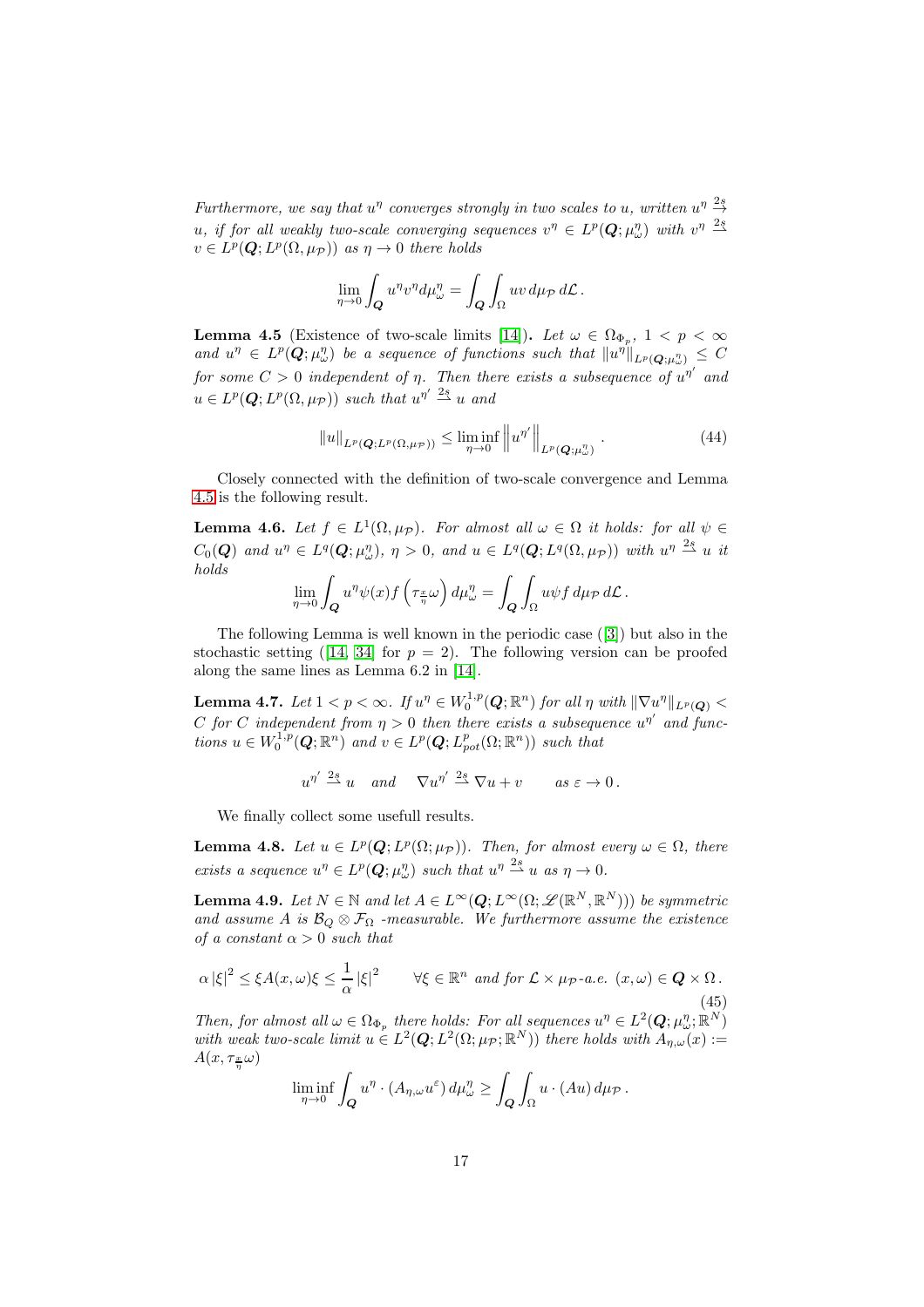*Furthermore, we say that $u^\eta$ converges strongly in two scales to $u$, written $u^\eta \stackrel{2s}{\to} u$, if for all weakly two-scale converging sequences $v^\eta \in L^p(\boldsymbol{Q};\mu_\omega^\eta)$ with $v^\eta \stackrel{2s}{\rightharpoonup} v \in L^p(\boldsymbol{Q};L^p(\Omega,\mu_{\mathcal{P}}))$ as $\eta \to 0$ there holds*

$$\lim_{\eta\to 0}\int_{\boldsymbol{Q}} u^\eta v^\eta d\mu_\omega^\eta = \int_{\boldsymbol{Q}}\int_\Omega uv\, d\mu_{\mathcal{P}}\, d\mathcal{L}\,.$$

**Lemma 4.5** (Existence of two-scale limits [14])**.** *Let $\omega \in \Omega_{\Phi_p}$, $1 < p < \infty$ and $u^\eta \in L^p(\boldsymbol{Q};\mu_\omega^\eta)$ be a sequence of functions such that $\|u^\eta\|_{L^p(\boldsymbol{Q};\mu_\omega^\eta)} \leq C$ for some $C > 0$ independent of $\eta$. Then there exists a subsequence of $u^{\eta'}$ and $u \in L^p(\boldsymbol{Q};L^p(\Omega,\mu_{\mathcal{P}}))$ such that $u^{\eta'} \stackrel{2s}{\rightharpoonup} u$ and*

$$\|u\|_{L^p(\boldsymbol{Q};L^p(\Omega,\mu_{\mathcal{P}}))} \leq \liminf_{\eta\to 0}\left\|u^{\eta'}\right\|_{L^p(\boldsymbol{Q};\mu_\omega^\eta)}\,. \tag{44}$$

Closely connected with the definition of two-scale convergence and Lemma 4.5 is the following result.

**Lemma 4.6.** *Let $f \in L^1(\Omega,\mu_{\mathcal{P}})$. For almost all $\omega \in \Omega$ it holds: for all $\psi \in C_0(\boldsymbol{Q})$ and $u^\eta \in L^q(\boldsymbol{Q};\mu_\omega^\eta)$, $\eta > 0$, and $u \in L^q(\boldsymbol{Q};L^q(\Omega,\mu_{\mathcal{P}}))$ with $u^\eta \stackrel{2s}{\rightharpoonup} u$ it holds*

$$\lim_{\eta\to 0}\int_{\boldsymbol{Q}} u^\eta\psi(x) f\left(\tau_{\frac{x}{\eta}}\omega\right) d\mu_\omega^\eta = \int_{\boldsymbol{Q}}\int_\Omega u\psi f\, d\mu_{\mathcal{P}}\, d\mathcal{L}\,.$$

The following Lemma is well known in the periodic case ([3]) but also in the stochastic setting ([14, 34] for $p = 2$). The following version can be proofed along the same lines as Lemma 6.2 in [14].

**Lemma 4.7.** *Let $1 < p < \infty$. If $u^\eta \in W_0^{1,p}(\boldsymbol{Q};\mathbb{R}^n)$ for all $\eta$ with $\|\nabla u^\eta\|_{L^p(\boldsymbol{Q})} < C$ for $C$ independent from $\eta > 0$ then there exists a subsequence $u^{\eta'}$ and functions $u \in W_0^{1,p}(\boldsymbol{Q};\mathbb{R}^n)$ and $v \in L^p(\boldsymbol{Q};L^p_{pot}(\Omega;\mathbb{R}^n))$ such that*

$$u^{\eta'} \stackrel{2s}{\rightharpoonup} u \quad \text{and} \quad \nabla u^{\eta'} \stackrel{2s}{\rightharpoonup} \nabla u + v \qquad \text{as } \varepsilon \to 0\,.$$

We finally collect some usefull results.

**Lemma 4.8.** *Let $u \in L^p(\boldsymbol{Q};L^p(\Omega;\mu_{\mathcal{P}}))$. Then, for almost every $\omega \in \Omega$, there exists a sequence $u^\eta \in L^p(\boldsymbol{Q};\mu_\omega^\eta)$ such that $u^\eta \stackrel{2s}{\to} u$ as $\eta \to 0$.*

**Lemma 4.9.** *Let $N \in \mathbb{N}$ and let $A \in L^\infty(\boldsymbol{Q};L^\infty(\Omega;\mathscr{L}(\mathbb{R}^N,\mathbb{R}^N)))$ be symmetric and assume $A$ is $\mathcal{B}_Q \otimes \mathcal{F}_\Omega$ -measurable. We furthermore assume the existence of a constant $\alpha > 0$ such that*

$$\alpha\left|\xi\right|^2 \leq \xi A(x,\omega)\xi \leq \frac{1}{\alpha}\left|\xi\right|^2 \qquad \forall \xi \in \mathbb{R}^n \text{ and for } \mathcal{L}\times\mu_{\mathcal{P}}\text{-a.e. } (x,\omega) \in \boldsymbol{Q}\times\Omega\,. \tag{45}$$

*Then, for almost all $\omega \in \Omega_{\Phi_p}$ there holds: For all sequences $u^\eta \in L^2(\boldsymbol{Q};\mu_\omega^\eta;\mathbb{R}^N)$ with weak two-scale limit $u \in L^2(\boldsymbol{Q};L^2(\Omega;\mu_{\mathcal{P}};\mathbb{R}^N))$ there holds with $A_{\eta,\omega}(x) := A(x,\tau_{\frac{x}{\eta}}\omega)$*

$$\liminf_{\eta\to 0}\int_{\boldsymbol{Q}} u^\eta\cdot\left(A_{\eta,\omega}u^\varepsilon\right) d\mu_\omega^\eta \geq \int_{\boldsymbol{Q}}\int_\Omega u\cdot(Au)\, d\mu_{\mathcal{P}}\,.$$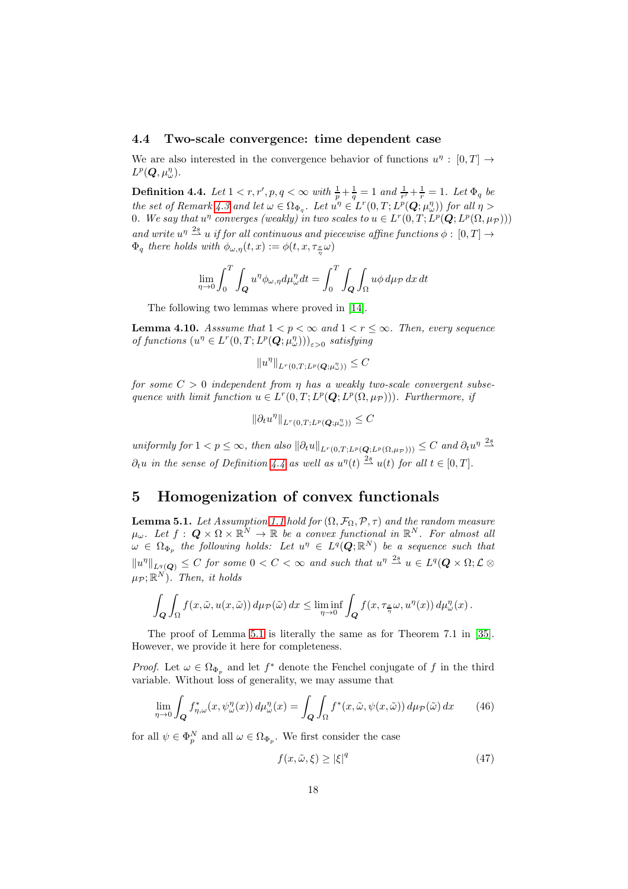### 4.4 Two-scale convergence: time dependent case

We are also interested in the convergence behavior of functions $u^\eta : [0,T] \to L^p(\boldsymbol{Q}, \mu_\omega^\eta)$.

**Definition 4.4.** *Let $1 < r, r', p, q < \infty$ with $\frac{1}{p} + \frac{1}{q} = 1$ and $\frac{1}{r'} + \frac{1}{r} = 1$. Let $\Phi_q$ be the set of Remark 4.3 and let $\omega \in \Omega_{\Phi_q}$. Let $u^\eta \in L^r(0,T; L^p(\boldsymbol{Q}; \mu_\omega^\eta))$ for all $\eta > 0$. We say that $u^\eta$ converges (weakly) in two scales to $u \in L^r(0,T; L^p(\boldsymbol{Q}; L^p(\Omega, \mu_{\mathcal{P}})))$ and write $u^\eta \stackrel{2s}{\rightharpoonup} u$ if for all continuous and piecewise affine functions $\phi : [0,T] \to \Phi_q$ there holds with $\phi_{\omega,\eta}(t,x) := \phi(t, x, \tau_{\frac{x}{\eta}}\omega)$*

$$\lim_{\eta \to 0} \int_0^T \int_{\boldsymbol{Q}} u^\eta \phi_{\omega,\eta} d\mu_\omega^\eta dt = \int_0^T \int_{\boldsymbol{Q}} \int_\Omega u\phi \, d\mu_{\mathcal{P}} \, dx \, dt$$

The following two lemmas where proved in [14].

**Lemma 4.10.** *Asssume that $1 < p < \infty$ and $1 < r \leq \infty$. Then, every sequence of functions $(u^\eta \in L^r(0,T; L^p(\boldsymbol{Q}; \mu_\omega^\eta)))_{\varepsilon > 0}$ satisfying*

$$\|u^\eta\|_{L^r(0,T; L^p(\boldsymbol{Q}; \mu_\omega^\eta))} \leq C$$

*for some $C > 0$ independent from $\eta$ has a weakly two-scale convergent subsequence with limit function $u \in L^r(0,T; L^p(\boldsymbol{Q}; L^p(\Omega, \mu_{\mathcal{P}})))$. Furthermore, if*

$$\|\partial_t u^\eta\|_{L^r(0,T; L^p(\boldsymbol{Q}; \mu_\omega^\eta))} \leq C$$

*uniformly for $1 < p \leq \infty$, then also $\|\partial_t u\|_{L^r(0,T; L^p(\boldsymbol{Q}; L^p(\Omega, \mu_{\mathcal{P}})))} \leq C$ and $\partial_t u^\eta \stackrel{2s}{\rightharpoonup} \partial_t u$ in the sense of Definition 4.4 as well as $u^\eta(t) \stackrel{2s}{\rightharpoonup} u(t)$ for all $t \in [0,T]$.*

## 5 Homogenization of convex functionals

**Lemma 5.1.** *Let Assumption 1.1 hold for $(\Omega, \mathcal{F}_\Omega, \mathcal{P}, \tau)$ and the random measure $\mu_\omega$. Let $f : \boldsymbol{Q} \times \Omega \times \mathbb{R}^N \to \mathbb{R}$ be a convex functional in $\mathbb{R}^N$. For almost all $\omega \in \Omega_{\Phi_p}$ the following holds: Let $u^\eta \in L^q(\boldsymbol{Q}; \mathbb{R}^N)$ be a sequence such that $\|u^\eta\|_{L^q(\boldsymbol{Q})} \leq C$ for some $0 < C < \infty$ and such that $u^\eta \stackrel{2s}{\rightharpoonup} u \in L^q(\boldsymbol{Q} \times \Omega; \mathcal{L} \otimes \mu_{\mathcal{P}}; \mathbb{R}^N)$. Then, it holds*

$$\int_{\boldsymbol{Q}} \int_\Omega f(x, \tilde{\omega}, u(x, \tilde{\omega})) \, d\mu_{\mathcal{P}}(\tilde{\omega}) \, dx \leq \liminf_{\eta \to 0} \int_{\boldsymbol{Q}} f(x, \tau_{\frac{x}{\eta}}\omega, u^\eta(x)) \, d\mu_\omega^\eta(x) \, .$$

The proof of Lemma 5.1 is literally the same as for Theorem 7.1 in [35]. However, we provide it here for completeness.

*Proof.* Let $\omega \in \Omega_{\Phi_p}$ and let $f^*$ denote the Fenchel conjugate of $f$ in the third variable. Without loss of generality, we may assume that

$$\lim_{\eta \to 0} \int_{\boldsymbol{Q}} f^*_{\eta,\omega}(x, \psi_\omega^\eta(x)) \, d\mu_\omega^\eta(x) = \int_{\boldsymbol{Q}} \int_\Omega f^*(x, \tilde{\omega}, \psi(x, \tilde{\omega})) \, d\mu_{\mathcal{P}}(\tilde{\omega}) \, dx \tag{46}$$

for all $\psi \in \Phi_p^N$ and all $\omega \in \Omega_{\Phi_p}$. We first consider the case

$$f(x, \tilde{\omega}, \xi) \geq |\xi|^q \tag{47}$$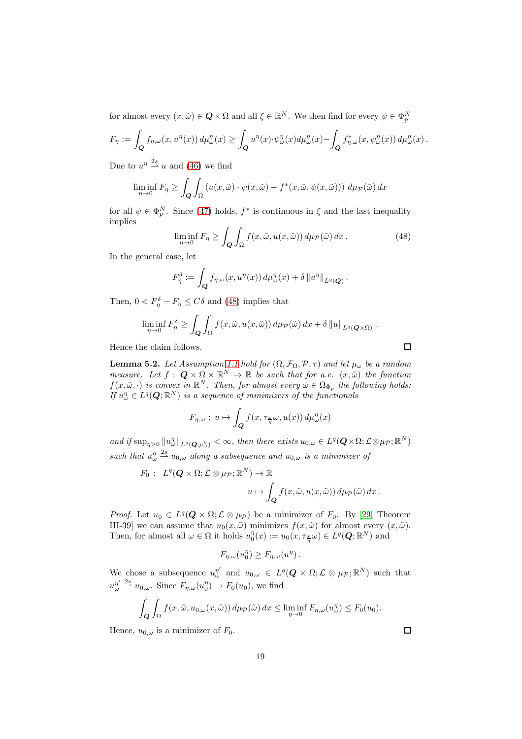for almost every $(x,\tilde\omega) \in \boldsymbol{Q}\times\Omega$ and all $\xi\in\mathbb{R}^N$. We then find for every $\psi\in\Phi_p^N$

$$F_\eta := \int_{\boldsymbol{Q}} f_{\eta,\omega}(x,u^\eta(x))\,d\mu_\omega^\eta(x) \geq \int_{\boldsymbol{Q}} u^\eta(x)\cdot\psi_\omega^\eta(x) d\mu_\omega^\eta(x) - \int_{\boldsymbol{Q}} f^*_{\eta,\omega}(x,\psi_\omega^\eta(x))\,d\mu_\omega^\eta(x)\,.$$

Due to $u^\eta \stackrel{2s}{\rightharpoonup} u$ and (46) we find

$$\liminf_{\eta\to 0} F_\eta \geq \int_{\boldsymbol{Q}}\int_\Omega \left(u(x,\tilde\omega)\cdot\psi(x,\tilde\omega) - f^*(x,\tilde\omega,\psi(x,\tilde\omega))\right)\,d\mu_{\mathcal{P}}(\tilde\omega)\,dx$$

for all $\psi\in\Phi_p^N$. Since (47) holds, $f^*$ is continuous in $\xi$ and the last inequality implies

$$\liminf_{\eta\to 0} F_\eta \geq \int_{\boldsymbol{Q}}\int_\Omega f(x,\tilde\omega,u(x,\tilde\omega))\,d\mu_{\mathcal{P}}(\tilde\omega)\,dx\,. \tag{48}$$

In the general case, let

$$F_\eta^\delta := \int_{\boldsymbol{Q}} f_{\eta,\omega}(x,u^\eta(x))\,d\mu_\omega^\eta(x) + \delta\left\|u^\eta\right\|_{L^q(\boldsymbol{Q})}\,.$$

Then, $0 < F_\eta^\delta - F_\eta \leq C\delta$ and (48) implies that

$$\liminf_{\eta\to 0} F_\eta^\delta \geq \int_{\boldsymbol{Q}}\int_\Omega f(x,\tilde\omega,u(x,\tilde\omega))\,d\mu_{\mathcal{P}}(\tilde\omega)\,dx + \delta\left\|u\right\|_{L^q(\boldsymbol{Q}\times\Omega)}\,.$$

Hence the claim follows. ∎

**Lemma 5.2.** *Let Assumption 1.1 hold for $(\Omega,\mathcal{F}_\Omega,\mathcal{P},\tau)$ and let $\mu_\omega$ be a random measure. Let $f:\boldsymbol{Q}\times\Omega\times\mathbb{R}^N\to\mathbb{R}$ be such that for a.e. $(x,\tilde\omega)$ the function $f(x,\tilde\omega,\cdot)$ is convex in $\mathbb{R}^N$. Then, for almost every $\omega\in\Omega_{\Phi_p}$ the following holds: If $u_\omega^\eta\in L^q(\boldsymbol{Q};\mathbb{R}^N)$ is a sequence of minimizers of the functionals*

$$F_{\eta,\omega}:\,u\mapsto\int_{\boldsymbol{Q}} f(x,\tau_{\frac{x}{\eta}}\omega,u(x))\,d\mu_\omega^\eta(x)$$

*and if $\sup_{\eta>0}\|u_\omega^\eta\|_{L^q(\boldsymbol{Q};\mu_\omega^\eta)}<\infty$, then there exists $u_{0,\omega}\in L^q(\boldsymbol{Q}\times\Omega;\mathcal{L}\otimes\mu_{\mathcal{P}};\mathbb{R}^N)$ such that $u_\omega^\eta\stackrel{2s}{\rightharpoonup}u_{0,\omega}$ along a subsequence and $u_{0,\omega}$ is a minimizer of*

$$\begin{aligned}F_0\,:\;\; L^q(\boldsymbol{Q}\times\Omega;\mathcal{L}\otimes\mu_{\mathcal{P}};\mathbb{R}^N)&\to\mathbb{R}\\ u&\mapsto\int_{\boldsymbol{Q}} f(x,\tilde\omega,u(x,\tilde\omega))\,d\mu_{\mathcal{P}}(\tilde\omega)\,dx\,.\end{aligned}$$

*Proof.* Let $u_0\in L^q(\boldsymbol{Q}\times\Omega;\mathcal{L}\otimes\mu_{\mathcal{P}})$ be a minimizer of $F_0$. By [29] Theorem III-39] we can assume that $u_0(x,\tilde\omega)$ minimizes $f(x,\tilde\omega)$ for almost every $(x,\tilde\omega)$. Then, for almost all $\omega\in\Omega$ it holds $u_0^\eta(x):=u_0(x,\tau_{\frac{x}{\eta}}\omega)\in L^q(\boldsymbol{Q};\mathbb{R}^N)$ and

$$F_{\eta,\omega}(u_0^\eta)\geq F_{\eta,\omega}(u^\eta)\,.$$

We chose a subsequence $u_\omega^{\eta'}$ and $u_{0,\omega}\in L^q(\boldsymbol{Q}\times\Omega;\mathcal{L}\otimes\mu_{\mathcal{P}};\mathbb{R}^N)$ such that $u_\omega^{\eta'}\stackrel{2s}{\rightharpoonup}u_{0,\omega}$. Since $F_{\eta,\omega}(u_0^\eta)\to F_0(u_0)$, we find

$$\int_{\boldsymbol{Q}}\int_\Omega f(x,\tilde\omega,u_{0,\omega}(x,\tilde\omega))\,d\mu_{\mathcal{P}}(\tilde\omega)\,dx\leq\liminf_{\eta\to 0}F_{\eta,\omega}(u_\omega^\eta)\leq F_0(u_0).$$

Hence, $u_{0,\omega}$ is a minimizer of $F_0$. ∎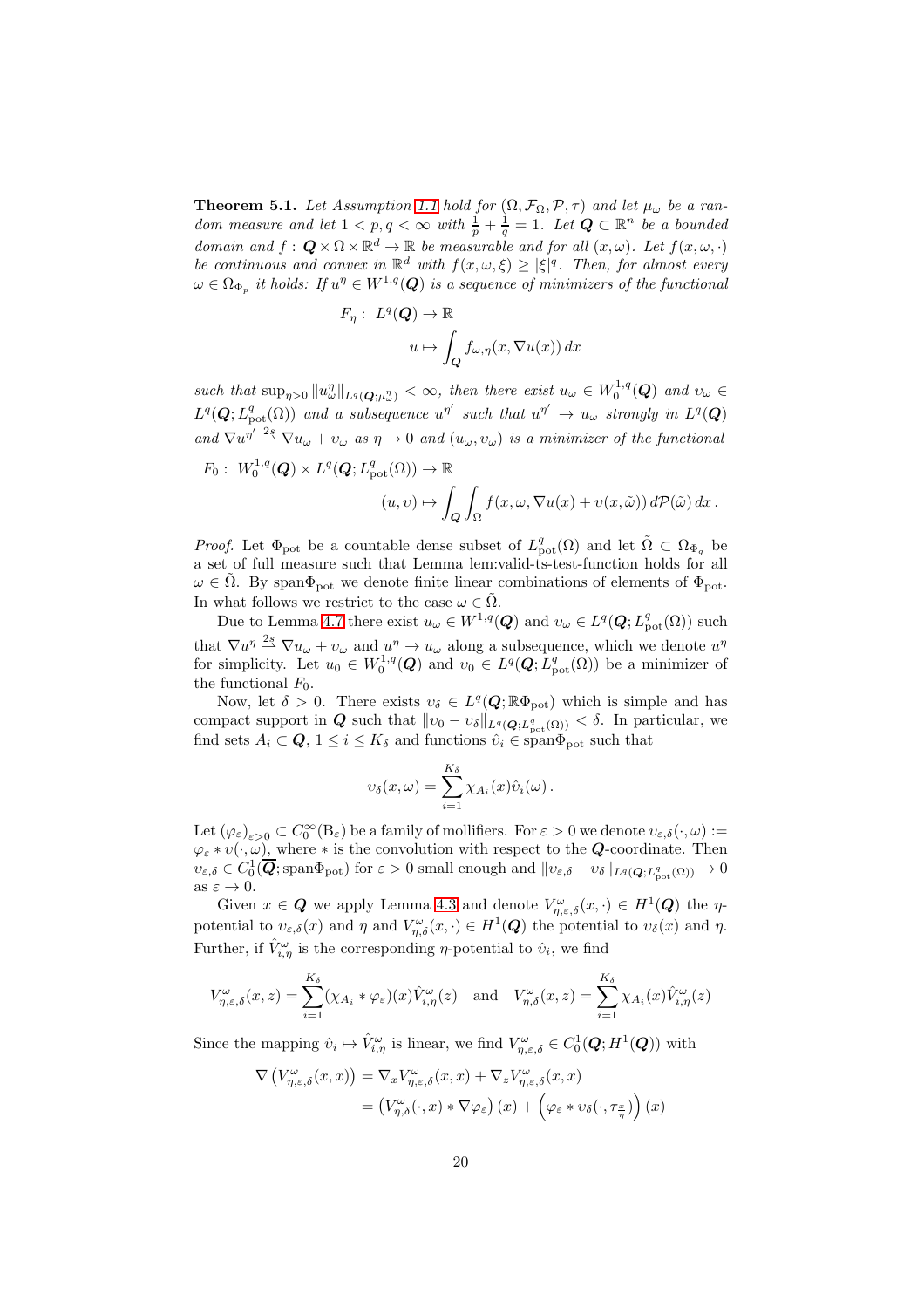**Theorem 5.1.** *Let Assumption 1.1 hold for $(\Omega, \mathcal{F}_\Omega, \mathcal{P}, \tau)$ and let $\mu_\omega$ be a random measure and let $1 < p, q < \infty$ with $\frac{1}{p} + \frac{1}{q} = 1$. Let $\boldsymbol{Q} \subset \mathbb{R}^n$ be a bounded domain and $f : \boldsymbol{Q} \times \Omega \times \mathbb{R}^d \to \mathbb{R}$ be measurable and for all $(x, \omega)$. Let $f(x, \omega, \cdot)$ be continuous and convex in $\mathbb{R}^d$ with $f(x, \omega, \xi) \geq |\xi|^q$. Then, for almost every $\omega \in \Omega_{\Phi_{\mathrm{p}}}$ it holds: If $u^\eta \in W^{1,q}(\boldsymbol{Q})$ is a sequence of minimizers of the functional*

$$
\begin{aligned}
F_\eta : \ & L^q(\boldsymbol{Q}) \to \mathbb{R} \\
& u \mapsto \int_{\boldsymbol{Q}} f_{\omega,\eta}(x, \nabla u(x))\, dx
\end{aligned}
$$

*such that $\sup_{\eta > 0} \|u^\eta_\omega\|_{L^q(\boldsymbol{Q};\mu^\eta_\omega)} < \infty$, then there exist $u_\omega \in W^{1,q}_0(\boldsymbol{Q})$ and $\upsilon_\omega \in L^q(\boldsymbol{Q}; L^q_{\mathrm{pot}}(\Omega))$ and a subsequence $u^{\eta'}$ such that $u^{\eta'} \to u_\omega$ strongly in $L^q(\boldsymbol{Q})$ and $\nabla u^{\eta'} \overset{2s}{\rightharpoonup} \nabla u_\omega + \upsilon_\omega$ as $\eta \to 0$ and $(u_\omega, \upsilon_\omega)$ is a minimizer of the functional*

$$
\begin{aligned}
F_0 : \ & W^{1,q}_0(\boldsymbol{Q}) \times L^q(\boldsymbol{Q}; L^q_{\mathrm{pot}}(\Omega)) \to \mathbb{R} \\
& \qquad (u, \upsilon) \mapsto \int_{\boldsymbol{Q}} \int_\Omega f(x, \omega, \nabla u(x) + \upsilon(x, \tilde{\omega}))\, d\mathcal{P}(\tilde{\omega})\, dx\,.
\end{aligned}
$$

*Proof.* Let $\Phi_{\mathrm{pot}}$ be a countable dense subset of $L^q_{\mathrm{pot}}(\Omega)$ and let $\tilde{\Omega} \subset \Omega_{\Phi_q}$ be a set of full measure such that Lemma lem:valid-ts-test-function holds for all $\omega \in \tilde{\Omega}$. By span$\Phi_{\mathrm{pot}}$ we denote finite linear combinations of elements of $\Phi_{\mathrm{pot}}$. In what follows we restrict to the case $\omega \in \tilde{\Omega}$.

Due to Lemma 4.7 there exist $u_\omega \in W^{1,q}(\boldsymbol{Q})$ and $\upsilon_\omega \in L^q(\boldsymbol{Q}; L^q_{\mathrm{pot}}(\Omega))$ such that $\nabla u^\eta \overset{2s}{\rightharpoonup} \nabla u_\omega + \upsilon_\omega$ and $u^\eta \to u_\omega$ along a subsequence, which we denote $u^\eta$ for simplicity. Let $u_0 \in W^{1,q}_0(\boldsymbol{Q})$ and $\upsilon_0 \in L^q(\boldsymbol{Q}; L^q_{\mathrm{pot}}(\Omega))$ be a minimizer of the functional $F_0$.

Now, let $\delta > 0$. There exists $\upsilon_\delta \in L^q(\boldsymbol{Q}; \mathbb{R}\Phi_{\mathrm{pot}})$ which is simple and has compact support in $\boldsymbol{Q}$ such that $\|\upsilon_0 - \upsilon_\delta\|_{L^q(\boldsymbol{Q}; L^q_{\mathrm{pot}}(\Omega))} < \delta$. In particular, we find sets $A_i \subset \boldsymbol{Q}$, $1 \leq i \leq K_\delta$ and functions $\hat{\upsilon}_i \in \mathrm{span}\Phi_{\mathrm{pot}}$ such that

$$
\upsilon_\delta(x, \omega) = \sum_{i=1}^{K_\delta} \chi_{A_i}(x) \hat{\upsilon}_i(\omega)\,.
$$

Let $(\varphi_\varepsilon)_{\varepsilon > 0} \subset C^\infty_0(\mathrm{B}_\varepsilon)$ be a family of mollifiers. For $\varepsilon > 0$ we denote $\upsilon_{\varepsilon,\delta}(\cdot, \omega) := \varphi_\varepsilon * \upsilon(\cdot, \omega)$, where $*$ is the convolution with respect to the $\boldsymbol{Q}$-coordinate. Then $\upsilon_{\varepsilon,\delta} \in C^1_0(\overline{\boldsymbol{Q}}; \mathrm{span}\Phi_{\mathrm{pot}})$ for $\varepsilon > 0$ small enough and $\|\upsilon_{\varepsilon,\delta} - \upsilon_\delta\|_{L^q(\boldsymbol{Q}; L^q_{\mathrm{pot}}(\Omega))} \to 0$ as $\varepsilon \to 0$.

Given $x \in \boldsymbol{Q}$ we apply Lemma 4.3 and denote $V^\omega_{\eta,\varepsilon,\delta}(x, \cdot) \in H^1(\boldsymbol{Q})$ the $\eta$-potential to $\upsilon_{\varepsilon,\delta}(x)$ and $\eta$ and $V^\omega_{\eta,\delta}(x, \cdot) \in H^1(\boldsymbol{Q})$ the potential to $\upsilon_\delta(x)$ and $\eta$. Further, if $\hat{V}^\omega_{i,\eta}$ is the corresponding $\eta$-potential to $\hat{\upsilon}_i$, we find

$$
V^\omega_{\eta,\varepsilon,\delta}(x, z) = \sum_{i=1}^{K_\delta} (\chi_{A_i} * \varphi_\varepsilon)(x) \hat{V}^\omega_{i,\eta}(z) \quad \text{and} \quad V^\omega_{\eta,\delta}(x, z) = \sum_{i=1}^{K_\delta} \chi_{A_i}(x) \hat{V}^\omega_{i,\eta}(z)
$$

Since the mapping $\hat{\upsilon}_i \mapsto \hat{V}^\omega_{i,\eta}$ is linear, we find $V^\omega_{\eta,\varepsilon,\delta} \in C^1_0(\boldsymbol{Q}; H^1(\boldsymbol{Q}))$ with

$$
\begin{aligned}
\nabla \left( V^\omega_{\eta,\varepsilon,\delta}(x, x) \right) &= \nabla_x V^\omega_{\eta,\varepsilon,\delta}(x, x) + \nabla_z V^\omega_{\eta,\varepsilon,\delta}(x, x) \\
&= \left( V^\omega_{\eta,\delta}(\cdot, x) * \nabla \varphi_\varepsilon \right)(x) + \left( \varphi_\varepsilon * \upsilon_\delta(\cdot, \tau_{\frac{x}{\eta}}) \right)(x)
\end{aligned}
$$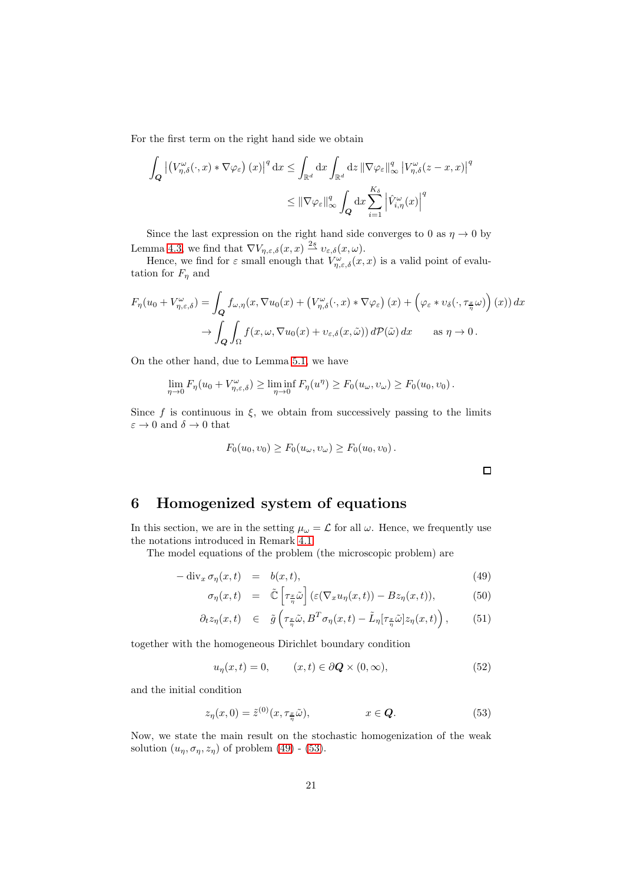For the first term on the right hand side we obtain

$$\int_{\boldsymbol{Q}} \left|\left(V^\omega_{\eta,\delta}(\cdot,x) * \nabla\varphi_\varepsilon\right)(x)\right|^q \mathrm{d}x \le \int_{\mathbb{R}^d} \mathrm{d}x \int_{\mathbb{R}^d} \mathrm{d}z \, \|\nabla\varphi_\varepsilon\|_\infty^q \left|V^\omega_{\eta,\delta}(z-x,x)\right|^q$$

$$\le \|\nabla\varphi_\varepsilon\|_\infty^q \int_{\boldsymbol{Q}} \mathrm{d}x \sum_{i=1}^{K_\delta} \left|\hat{V}^\omega_{i,\eta}(x)\right|^q$$

Since the last expression on the right hand side converges to 0 as $\eta \to 0$ by Lemma 4.3, we find that $\nabla V_{\eta,\varepsilon,\delta}(x,x) \overset{2s}{\rightharpoonup} \upsilon_{\varepsilon,\delta}(x,\omega)$.

Hence, we find for $\varepsilon$ small enough that $V^\omega_{\eta,\varepsilon,\delta}(x,x)$ is a valid point of evalutation for $F_\eta$ and

$$F_\eta(u_0 + V^\omega_{\eta,\varepsilon,\delta}) = \int_{\boldsymbol{Q}} f_{\omega,\eta}(x, \nabla u_0(x) + \left(V^\omega_{\eta,\delta}(\cdot,x) * \nabla\varphi_\varepsilon\right)(x) + \left(\varphi_\varepsilon * \upsilon_\delta(\cdot, \tau_{\frac{x}{\eta}}\omega)\right)(x))\, dx$$

$$\to \int_{\boldsymbol{Q}} \int_\Omega f(x,\omega,\nabla u_0(x) + \upsilon_{\varepsilon,\delta}(x,\tilde\omega))\, d\mathcal{P}(\tilde\omega)\, dx \qquad \text{as } \eta \to 0\,.$$

On the other hand, due to Lemma 5.1, we have

$$\lim_{\eta\to 0} F_\eta(u_0 + V^\omega_{\eta,\varepsilon,\delta}) \ge \liminf_{\eta\to 0} F_\eta(u^\eta) \ge F_0(u_\omega,\upsilon_\omega) \ge F_0(u_0,\upsilon_0)\,.$$

Since $f$ is continuous in $\xi$, we obtain from successively passing to the limits $\varepsilon \to 0$ and $\delta \to 0$ that

$$F_0(u_0,\upsilon_0) \ge F_0(u_\omega,\upsilon_\omega) \ge F_0(u_0,\upsilon_0)\,.$$

□

## 6 Homogenized system of equations

In this section, we are in the setting $\mu_\omega = \mathcal{L}$ for all $\omega$. Hence, we frequently use the notations introduced in Remark 4.1.

The model equations of the problem (the microscopic problem) are

$$-\operatorname{div}_x \sigma_\eta(x,t) = b(x,t), \tag{49}$$

$$\sigma_\eta(x,t) = \tilde{\mathbb{C}}\left[\tau_{\frac{x}{\eta}}\tilde\omega\right](\varepsilon(\nabla_x u_\eta(x,t)) - Bz_\eta(x,t)), \tag{50}$$

$$\partial_t z_\eta(x,t) \in \tilde{g}\left(\tau_{\frac{x}{\eta}}\tilde\omega, B^T\sigma_\eta(x,t) - \tilde{L}_\eta[\tau_{\frac{x}{\eta}}\tilde\omega] z_\eta(x,t)\right), \tag{51}$$

together with the homogeneous Dirichlet boundary condition

$$u_\eta(x,t) = 0, \qquad (x,t) \in \partial\boldsymbol{Q} \times (0,\infty), \tag{52}$$

and the initial condition

$$z_\eta(x,0) = \tilde{z}^{(0)}(x, \tau_{\frac{x}{\eta}}\tilde\omega), \qquad\qquad x \in \boldsymbol{Q}. \tag{53}$$

Now, we state the main result on the stochastic homogenization of the weak solution $(u_\eta, \sigma_\eta, z_\eta)$ of problem (49) - (53).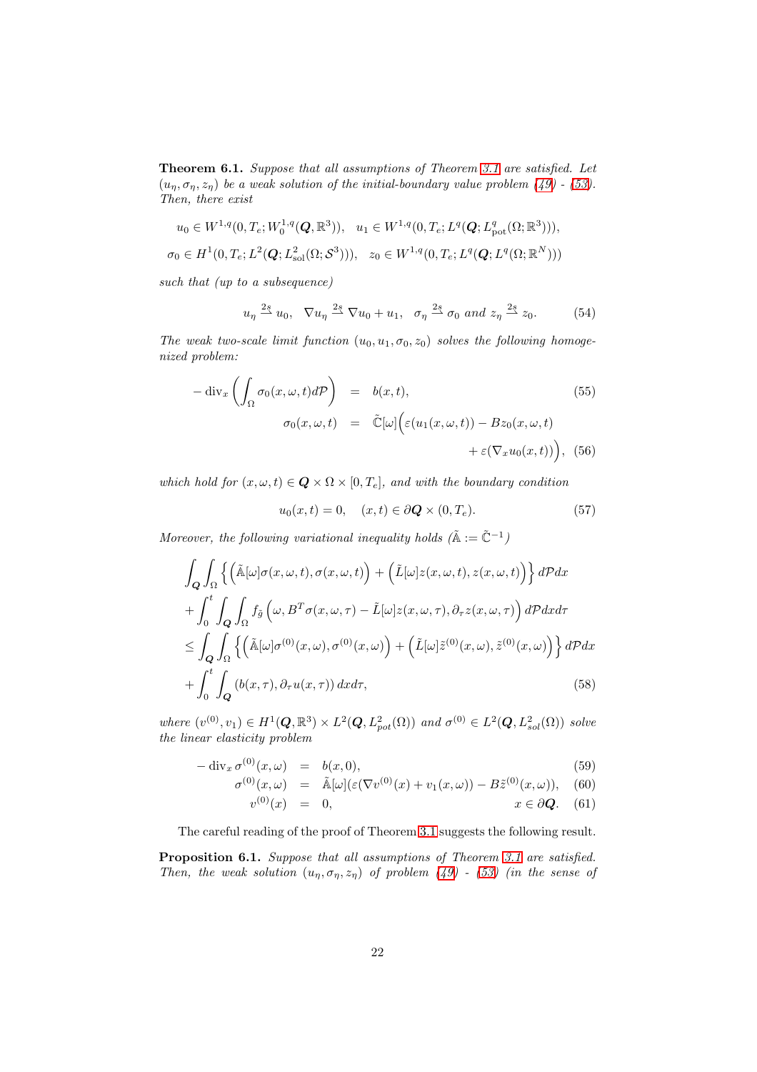**Theorem 6.1.** *Suppose that all assumptions of Theorem 3.1 are satisfied. Let $(u_\eta, \sigma_\eta, z_\eta)$ be a weak solution of the initial-boundary value problem (49) - (53). Then, there exist*

$$u_0 \in W^{1,q}(0,T_e; W_0^{1,q}(\boldsymbol{Q},\mathbb{R}^3)), \quad u_1 \in W^{1,q}(0,T_e; L^q(\boldsymbol{Q}; L^q_{\rm pot}(\Omega;\mathbb{R}^3))),$$
$$\sigma_0 \in H^1(0,T_e; L^2(\boldsymbol{Q}; L^2_{\rm sol}(\Omega;\mathcal{S}^3))), \quad z_0 \in W^{1,q}(0,T_e; L^q(\boldsymbol{Q}; L^q(\Omega;\mathbb{R}^N)))$$

*such that (up to a subsequence)*

$$u_\eta \overset{2s}{\rightharpoonup} u_0, \quad \nabla u_\eta \overset{2s}{\rightharpoonup} \nabla u_0 + u_1, \quad \sigma_\eta \overset{2s}{\rightharpoonup} \sigma_0 \text{ and } z_\eta \overset{2s}{\rightharpoonup} z_0. \tag{54}$$

*The weak two-scale limit function $(u_0, u_1, \sigma_0, z_0)$ solves the following homogenized problem:*

$$-\operatorname{div}_x\left(\int_\Omega \sigma_0(x,\omega,t)d\mathcal{P}\right) = b(x,t), \tag{55}$$

$$\sigma_0(x,\omega,t) = \tilde{\mathbb{C}}[\omega]\Big(\varepsilon(u_1(x,\omega,t)) - Bz_0(x,\omega,t) + \varepsilon(\nabla_x u_0(x,t))\Big), \tag{56}$$

*which hold for $(x,\omega,t) \in \boldsymbol{Q} \times \Omega \times [0,T_e]$, and with the boundary condition*

$$u_0(x,t) = 0, \quad (x,t) \in \partial\boldsymbol{Q} \times (0,T_e). \tag{57}$$

*Moreover, the following variational inequality holds ($\tilde{\mathbb{A}} := \tilde{\mathbb{C}}^{-1}$)*

$$\begin{aligned}
&\int_{\boldsymbol{Q}}\int_\Omega \Big\{\Big(\tilde{\mathbb{A}}[\omega]\sigma(x,\omega,t),\sigma(x,\omega,t)\Big) + \Big(\tilde{L}[\omega]z(x,\omega,t),z(x,\omega,t)\Big)\Big\}d\mathcal{P}dx \\
&+\int_0^t\int_{\boldsymbol{Q}}\int_\Omega f_{\tilde{g}}\Big(\omega, B^T\sigma(x,\omega,\tau) - \tilde{L}[\omega]z(x,\omega,\tau), \partial_\tau z(x,\omega,\tau)\Big)d\mathcal{P}dxd\tau \\
&\le \int_{\boldsymbol{Q}}\int_\Omega \Big\{\Big(\tilde{\mathbb{A}}[\omega]\sigma^{(0)}(x,\omega),\sigma^{(0)}(x,\omega)\Big) + \Big(\tilde{L}[\omega]\tilde{z}^{(0)}(x,\omega),\tilde{z}^{(0)}(x,\omega)\Big)\Big\}d\mathcal{P}dx \\
&+\int_0^t\int_{\boldsymbol{Q}}(b(x,\tau),\partial_\tau u(x,\tau))\,dxd\tau,
\end{aligned} \tag{58}$$

*where $(v^{(0)}, v_1) \in H^1(\boldsymbol{Q},\mathbb{R}^3) \times L^2(\boldsymbol{Q}, L^2_{pot}(\Omega))$ and $\sigma^{(0)} \in L^2(\boldsymbol{Q}, L^2_{sol}(\Omega))$ solve the linear elasticity problem*

$$-\operatorname{div}_x\sigma^{(0)}(x,\omega) = b(x,0), \tag{59}$$

$$\sigma^{(0)}(x,\omega) = \tilde{\mathbb{A}}[\omega](\varepsilon(\nabla v^{(0)}(x) + v_1(x,\omega)) - B\tilde{z}^{(0)}(x,\omega)), \tag{60}$$

$$v^{(0)}(x) = 0, \qquad x \in \partial\boldsymbol{Q}. \tag{61}$$

The careful reading of the proof of Theorem 3.1 suggests the following result.

**Proposition 6.1.** *Suppose that all assumptions of Theorem 3.1 are satisfied. Then, the weak solution $(u_\eta, \sigma_\eta, z_\eta)$ of problem (49) - (53) (in the sense of*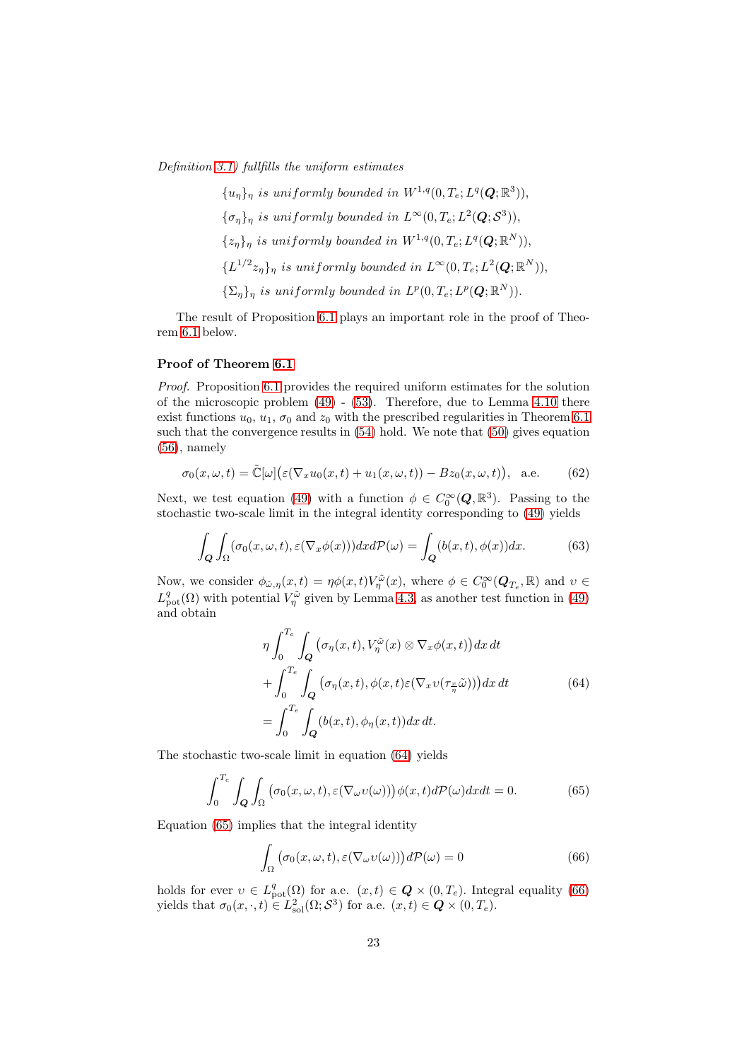*Definition 3.1) fullfills the uniform estimates*

$$
\begin{aligned}
&\{u_\eta\}_\eta \text{ is uniformly bounded in } W^{1,q}(0,T_e;L^q(\boldsymbol{Q};\mathbb{R}^3)),\\
&\{\sigma_\eta\}_\eta \text{ is uniformly bounded in } L^\infty(0,T_e;L^2(\boldsymbol{Q};\mathcal{S}^3)),\\
&\{z_\eta\}_\eta \text{ is uniformly bounded in } W^{1,q}(0,T_e;L^q(\boldsymbol{Q};\mathbb{R}^N)),\\
&\{L^{1/2}z_\eta\}_\eta \text{ is uniformly bounded in } L^\infty(0,T_e;L^2(\boldsymbol{Q};\mathbb{R}^N)),\\
&\{\Sigma_\eta\}_\eta \text{ is uniformly bounded in } L^p(0,T_e;L^p(\boldsymbol{Q};\mathbb{R}^N)).
\end{aligned}
$$

The result of Proposition 6.1 plays an important role in the proof of Theorem 6.1 below.

**Proof of Theorem 6.1**

*Proof.* Proposition 6.1 provides the required uniform estimates for the solution of the microscopic problem (49) - (53). Therefore, due to Lemma 4.10 there exist functions $u_0$, $u_1$, $\sigma_0$ and $z_0$ with the prescribed regularities in Theorem 6.1 such that the convergence results in (54) hold. We note that (50) gives equation (56), namely

$$
\sigma_0(x,\omega,t) = \tilde{\mathbb{C}}[\omega]\big(\varepsilon(\nabla_x u_0(x,t) + u_1(x,\omega,t)) - Bz_0(x,\omega,t)\big), \quad \text{a.e.} \tag{62}
$$

Next, we test equation (49) with a function $\phi \in C_0^\infty(\boldsymbol{Q},\mathbb{R}^3)$. Passing to the stochastic two-scale limit in the integral identity corresponding to (49) yields

$$
\int_{\boldsymbol{Q}}\int_\Omega (\sigma_0(x,\omega,t), \varepsilon(\nabla_x\phi(x)))dx d\mathcal{P}(\omega) = \int_{\boldsymbol{Q}} (b(x,t),\phi(x))dx. \tag{63}
$$

Now, we consider $\phi_{\tilde{\omega},\eta}(x,t) = \eta\phi(x,t)V_\eta^{\tilde{\omega}}(x)$, where $\phi \in C_0^\infty(\boldsymbol{Q}_{T_e},\mathbb{R})$ and $\upsilon \in L^q_{\text{pot}}(\Omega)$ with potential $V_\eta^{\tilde{\omega}}$ given by Lemma 4.3, as another test function in (49) and obtain

$$
\begin{aligned}
&\eta\int_0^{T_e}\int_{\boldsymbol{Q}} \big(\sigma_\eta(x,t), V_\eta^{\tilde{\omega}}(x)\otimes\nabla_x\phi(x,t)\big)dx\,dt\\
&+\int_0^{T_e}\int_{\boldsymbol{Q}} \big(\sigma_\eta(x,t), \phi(x,t)\varepsilon(\nabla_x\upsilon(\tau_{\frac{x}{\eta}}\tilde{\omega}))\big)dx\,dt\\
&=\int_0^{T_e}\int_{\boldsymbol{Q}} (b(x,t),\phi_\eta(x,t))dx\,dt.
\end{aligned} \tag{64}
$$

The stochastic two-scale limit in equation (64) yields

$$
\int_0^{T_e}\int_{\boldsymbol{Q}}\int_\Omega \big(\sigma_0(x,\omega,t), \varepsilon(\nabla_\omega\upsilon(\omega))\big)\phi(x,t)d\mathcal{P}(\omega)dxdt = 0. \tag{65}
$$

Equation (65) implies that the integral identity

$$
\int_\Omega \big(\sigma_0(x,\omega,t), \varepsilon(\nabla_\omega\upsilon(\omega))\big)d\mathcal{P}(\omega) = 0 \tag{66}
$$

holds for ever $\upsilon \in L^q_{\text{pot}}(\Omega)$ for a.e. $(x,t) \in \boldsymbol{Q}\times(0,T_e)$. Integral equality (66) yields that $\sigma_0(x,\cdot,t) \in L^2_{\text{sol}}(\Omega;\mathcal{S}^3)$ for a.e. $(x,t) \in \boldsymbol{Q}\times(0,T_e)$.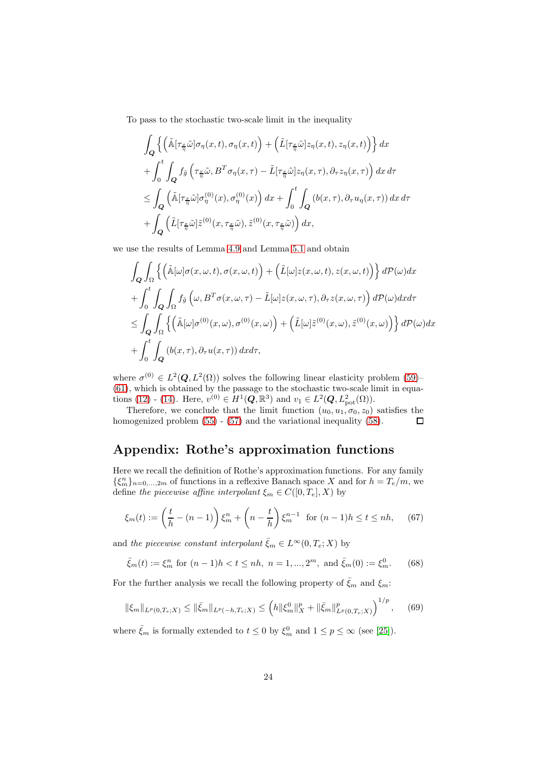To pass to the stochastic two-scale limit in the inequality

$$
\begin{aligned}
&\int_{\boldsymbol{Q}} \Big\{ \Big( \tilde{\mathbb{A}}[\tau_{\frac{x}{\eta}}\tilde{\omega}]\sigma_\eta(x,t), \sigma_\eta(x,t) \Big) + \Big( \tilde{L}[\tau_{\frac{x}{\eta}}\tilde{\omega}] z_\eta(x,t), z_\eta(x,t) \Big) \Big\}\, dx \\
&+ \int_0^t \int_{\boldsymbol{Q}} f_{\tilde{g}} \Big( \tau_{\frac{x}{\eta}}\tilde{\omega}, B^T\sigma_\eta(x,\tau) - \tilde{L}[\tau_{\frac{x}{\eta}}\tilde{\omega}] z_\eta(x,\tau), \partial_\tau z_\eta(x,\tau) \Big)\, dx\, d\tau \\
&\le \int_{\boldsymbol{Q}} \Big( \tilde{\mathbb{A}}[\tau_{\frac{x}{\eta}}\tilde{\omega}]\sigma^{(0)}_\eta(x), \sigma^{(0)}_\eta(x) \Big)\, dx + \int_0^t \int_{\boldsymbol{Q}} (b(x,\tau), \partial_\tau u_\eta(x,\tau))\, dx\, d\tau \\
&+ \int_{\boldsymbol{Q}} \Big( \tilde{L}[\tau_{\frac{x}{\eta}}\tilde{\omega}] \tilde{z}^{(0)}(x, \tau_{\frac{x}{\eta}}\tilde{\omega}), \tilde{z}^{(0)}(x, \tau_{\frac{x}{\eta}}\tilde{\omega}) \Big)\, dx,
\end{aligned}
$$

we use the results of Lemma 4.9 and Lemma 5.1 and obtain

$$
\begin{aligned}
&\int_{\boldsymbol{Q}} \int_\Omega \Big\{ \Big( \tilde{\mathbb{A}}[\omega]\sigma(x,\omega,t), \sigma(x,\omega,t) \Big) + \Big( \tilde{L}[\omega] z(x,\omega,t), z(x,\omega,t) \Big) \Big\}\, d\mathcal{P}(\omega) dx \\
&+ \int_0^t \int_{\boldsymbol{Q}} \int_\Omega f_{\tilde{g}} \Big( \omega, B^T\sigma(x,\omega,\tau) - \tilde{L}[\omega] z(x,\omega,\tau), \partial_\tau z(x,\omega,\tau) \Big)\, d\mathcal{P}(\omega) dx d\tau \\
&\le \int_{\boldsymbol{Q}} \int_\Omega \Big\{ \Big( \tilde{\mathbb{A}}[\omega]\sigma^{(0)}(x,\omega), \sigma^{(0)}(x,\omega) \Big) + \Big( \tilde{L}[\omega] \tilde{z}^{(0)}(x,\omega), \tilde{z}^{(0)}(x,\omega) \Big) \Big\}\, d\mathcal{P}(\omega) dx \\
&+ \int_0^t \int_{\boldsymbol{Q}} (b(x,\tau), \partial_\tau u(x,\tau))\, dx d\tau,
\end{aligned}
$$

where $\sigma^{(0)} \in L^2(\boldsymbol{Q}, L^2(\Omega))$ solves the following linear elasticity problem (59)–(61), which is obtained by the passage to the stochastic two-scale limit in equations (12) - (14). Here, $v^{(0)} \in H^1(\boldsymbol{Q}, \mathbb{R}^3)$ and $v_1 \in L^2(\boldsymbol{Q}, L^2_{\text{pot}}(\Omega))$.

Therefore, we conclude that the limit function $(u_0, u_1, \sigma_0, z_0)$ satisfies the homogenized problem (55) - (57) and the variational inequality (58). □

## Appendix: Rothe's approximation functions

Here we recall the definition of Rothe's approximation functions. For any family $\{\xi^n_m\}_{n=0,\dots,2m}$ of functions in a reflexive Banach space $X$ and for $h = T_e/m$, we define *the piecewise affine interpolant* $\xi_m \in C([0,T_e], X)$ by

$$
\xi_m(t) := \left( \frac{t}{h} - (n-1) \right) \xi^n_m + \left( n - \frac{t}{h} \right) \xi^{n-1}_m \quad \text{for } (n-1)h \le t \le nh, \tag{67}
$$

and *the piecewise constant interpolant* $\bar{\xi}_m \in L^\infty(0,T_e;X)$ by

$$
\bar{\xi}_m(t) := \xi^n_m \text{ for } (n-1)h < t \le nh,\ n = 1,\dots,2^m, \text{ and } \bar{\xi}_m(0) := \xi^0_m. \tag{68}
$$

For the further analysis we recall the following property of $\bar{\xi}_m$ and $\xi_m$:

$$
\|\xi_m\|_{L^p(0,T_e;X)} \le \|\bar{\xi}_m\|_{L^p(-h,T_e;X)} \le \left( h\|\xi^0_m\|^p_X + \|\bar{\xi}_m\|^p_{L^p(0,T_e;X)} \right)^{1/p}, \tag{69}
$$

where $\bar{\xi}_m$ is formally extended to $t \le 0$ by $\xi^0_m$ and $1 \le p \le \infty$ (see [25]).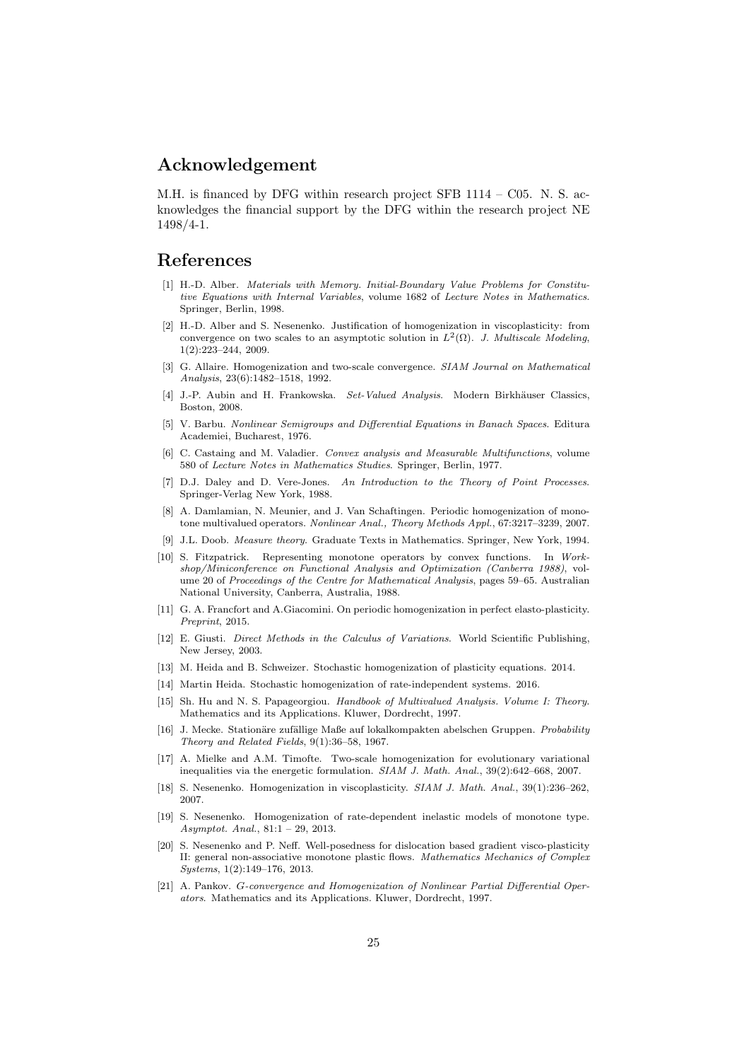## Acknowledgement

M.H. is financed by DFG within research project SFB 1114 – C05. N. S. acknowledges the financial support by the DFG within the research project NE 1498/4-1.

## References

[1] H.-D. Alber. *Materials with Memory. Initial-Boundary Value Problems for Constitutive Equations with Internal Variables*, volume 1682 of *Lecture Notes in Mathematics*. Springer, Berlin, 1998.

[2] H.-D. Alber and S. Nesenenko. Justification of homogenization in viscoplasticity: from convergence on two scales to an asymptotic solution in $L^2(\Omega)$. *J. Multiscale Modeling*, 1(2):223–244, 2009.

[3] G. Allaire. Homogenization and two-scale convergence. *SIAM Journal on Mathematical Analysis*, 23(6):1482–1518, 1992.

[4] J.-P. Aubin and H. Frankowska. *Set-Valued Analysis*. Modern Birkhäuser Classics, Boston, 2008.

[5] V. Barbu. *Nonlinear Semigroups and Differential Equations in Banach Spaces*. Editura Academiei, Bucharest, 1976.

[6] C. Castaing and M. Valadier. *Convex analysis and Measurable Multifunctions*, volume 580 of *Lecture Notes in Mathematics Studies*. Springer, Berlin, 1977.

[7] D.J. Daley and D. Vere-Jones. *An Introduction to the Theory of Point Processes*. Springer-Verlag New York, 1988.

[8] A. Damlamian, N. Meunier, and J. Van Schaftingen. Periodic homogenization of monotone multivalued operators. *Nonlinear Anal., Theory Methods Appl.*, 67:3217–3239, 2007.

[9] J.L. Doob. *Measure theory*. Graduate Texts in Mathematics. Springer, New York, 1994.

[10] S. Fitzpatrick. Representing monotone operators by convex functions. In *Workshop/Miniconference on Functional Analysis and Optimization (Canberra 1988)*, volume 20 of *Proceedings of the Centre for Mathematical Analysis*, pages 59–65. Australian National University, Canberra, Australia, 1988.

[11] G. A. Francfort and A.Giacomini. On periodic homogenization in perfect elasto-plasticity. *Preprint*, 2015.

[12] E. Giusti. *Direct Methods in the Calculus of Variations*. World Scientific Publishing, New Jersey, 2003.

[13] M. Heida and B. Schweizer. Stochastic homogenization of plasticity equations. 2014.

[14] Martin Heida. Stochastic homogenization of rate-independent systems. 2016.

[15] Sh. Hu and N. S. Papageorgiou. *Handbook of Multivalued Analysis. Volume I: Theory*. Mathematics and its Applications. Kluwer, Dordrecht, 1997.

[16] J. Mecke. Stationäre zufällige Maße auf lokalkompakten abelschen Gruppen. *Probability Theory and Related Fields*, 9(1):36–58, 1967.

[17] A. Mielke and A.M. Timofte. Two-scale homogenization for evolutionary variational inequalities via the energetic formulation. *SIAM J. Math. Anal.*, 39(2):642–668, 2007.

[18] S. Nesenenko. Homogenization in viscoplasticity. *SIAM J. Math. Anal.*, 39(1):236–262, 2007.

[19] S. Nesenenko. Homogenization of rate-dependent inelastic models of monotone type. *Asymptot. Anal.*, 81:1 – 29, 2013.

[20] S. Nesenenko and P. Neff. Well-posedness for dislocation based gradient visco-plasticity II: general non-associative monotone plastic flows. *Mathematics Mechanics of Complex Systems*, 1(2):149–176, 2013.

[21] A. Pankov. *G-convergence and Homogenization of Nonlinear Partial Differential Operators*. Mathematics and its Applications. Kluwer, Dordrecht, 1997.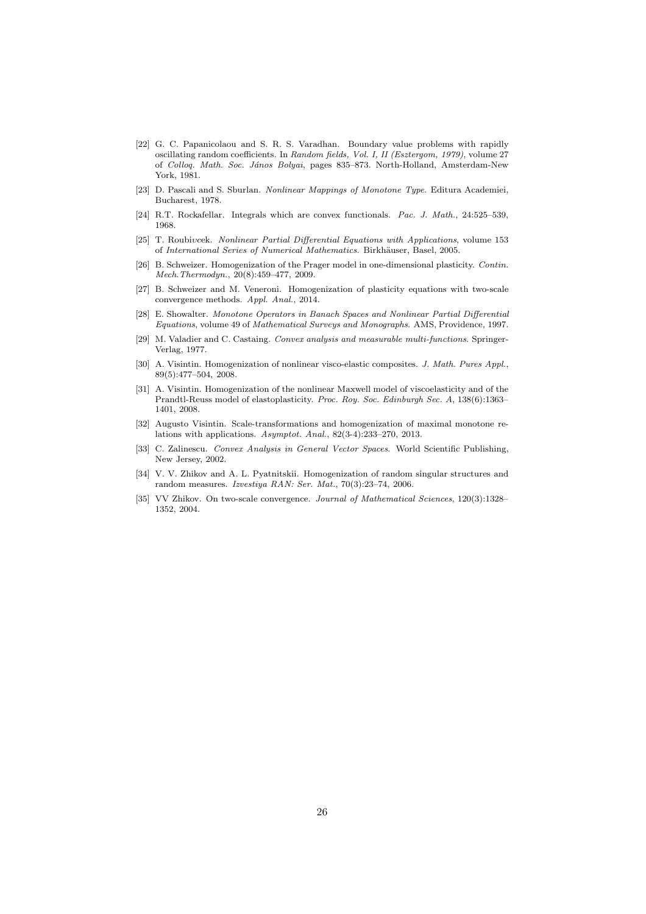[22] G. C. Papanicolaou and S. R. S. Varadhan. Boundary value problems with rapidly oscillating random coefficients. In *Random fields, Vol. I, II (Esztergom, 1979)*, volume 27 of *Colloq. Math. Soc. János Bolyai*, pages 835–873. North-Holland, Amsterdam-New York, 1981.

[23] D. Pascali and S. Sburlan. *Nonlinear Mappings of Monotone Type*. Editura Academiei, Bucharest, 1978.

[24] R.T. Rockafellar. Integrals which are convex functionals. *Pac. J. Math.*, 24:525–539, 1968.

[25] T. Roubi*v*cek. *Nonlinear Partial Differential Equations with Applications*, volume 153 of *International Series of Numerical Mathematics*. Birkhäuser, Basel, 2005.

[26] B. Schweizer. Homogenization of the Prager model in one-dimensional plasticity. *Contin. Mech.Thermodyn.*, 20(8):459–477, 2009.

[27] B. Schweizer and M. Veneroni. Homogenization of plasticity equations with two-scale convergence methods. *Appl. Anal.*, 2014.

[28] E. Showalter. *Monotone Operators in Banach Spaces and Nonlinear Partial Differential Equations*, volume 49 of *Mathematical Surveys and Monographs*. AMS, Providence, 1997.

[29] M. Valadier and C. Castaing. *Convex analysis and measurable multi-functions*. Springer-Verlag, 1977.

[30] A. Visintin. Homogenization of nonlinear visco-elastic composites. *J. Math. Pures Appl.*, 89(5):477–504, 2008.

[31] A. Visintin. Homogenization of the nonlinear Maxwell model of viscoelasticity and of the Prandtl-Reuss model of elastoplasticity. *Proc. Roy. Soc. Edinburgh Sec. A*, 138(6):1363–1401, 2008.

[32] Augusto Visintin. Scale-transformations and homogenization of maximal monotone relations with applications. *Asymptot. Anal.*, 82(3-4):233–270, 2013.

[33] C. Zalinescu. *Convex Analysis in General Vector Spaces*. World Scientific Publishing, New Jersey, 2002.

[34] V. V. Zhikov and A. L. Pyatnitskii. Homogenization of random singular structures and random measures. *Izvestiya RAN: Ser. Mat.*, 70(3):23–74, 2006.

[35] VV Zhikov. On two-scale convergence. *Journal of Mathematical Sciences*, 120(3):1328–1352, 2004.